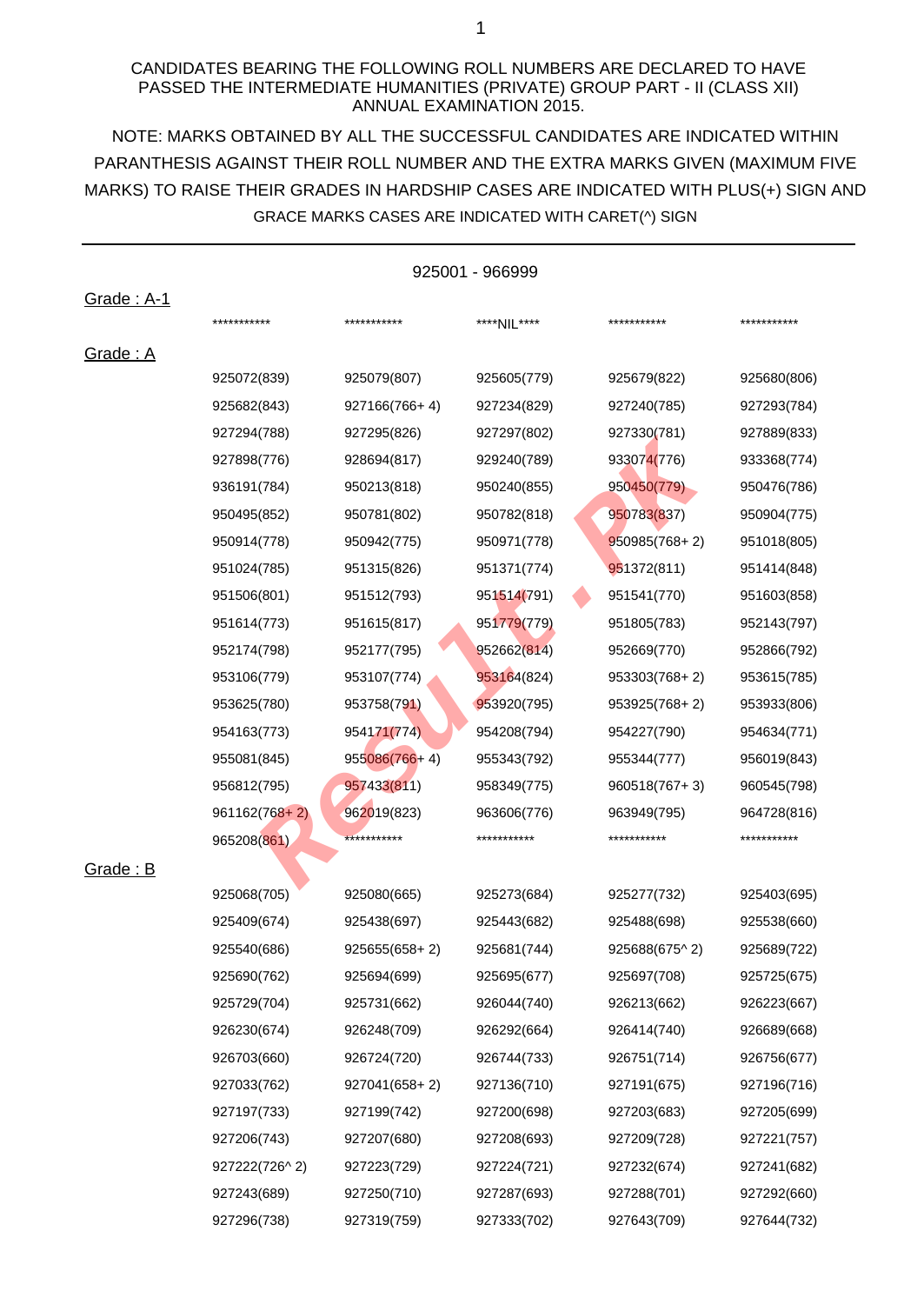CANDIDATES BEARING THE FOLLOWING ROLL NUMBERS ARE DECLARED TO HAVE PASSED THE INTERMEDIATE HUMANITIES (PRIVATE) GROUP PART - II (CLASS XII) ANNUAL EXAMINATION 2015.

NOTE: MARKS OBTAINED BY ALL THE SUCCESSFUL CANDIDATES ARE INDICATED WITHIN PARANTHESIS AGAINST THEIR ROLL NUMBER AND THE EXTRA MARKS GIVEN (MAXIMUM FIVE MARKS) TO RAISE THEIR GRADES IN HARDSHIP CASES ARE INDICATED WITH PLUS(+) SIGN AND GRACE MARKS CASES ARE INDICATED WITH CARET(^) SIGN

925001 - 966999

## Grade : A-1

| | | | | |
|---|---|---|---|---|
| *********** | *********** | ****NIL**** | *********** | *********** |

## Grade : A

| | | | | |
|---|---|---|---|---|
| 925072(839) | 925079(807) | 925605(779) | 925679(822) | 925680(806) |
| 925682(843) | 927166(766+ 4) | 927234(829) | 927240(785) | 927293(784) |
| 927294(788) | 927295(826) | 927297(802) | 927330(781) | 927889(833) |
| 927898(776) | 928694(817) | 929240(789) | 933074(776) | 933368(774) |
| 936191(784) | 950213(818) | 950240(855) | 950450(779) | 950476(786) |
| 950495(852) | 950781(802) | 950782(818) | 950783(837) | 950904(775) |
| 950914(778) | 950942(775) | 950971(778) | 950985(768+ 2) | 951018(805) |
| 951024(785) | 951315(826) | 951371(774) | 951372(811) | 951414(848) |
| 951506(801) | 951512(793) | 951514(791) | 951541(770) | 951603(858) |
| 951614(773) | 951615(817) | 951779(779) | 951805(783) | 952143(797) |
| 952174(798) | 952177(795) | 952662(814) | 952669(770) | 952866(792) |
| 953106(779) | 953107(774) | 953164(824) | 953303(768+ 2) | 953615(785) |
| 953625(780) | 953758(791) | 953920(795) | 953925(768+ 2) | 953933(806) |
| 954163(773) | 954171(774) | 954208(794) | 954227(790) | 954634(771) |
| 955081(845) | 955086(766+ 4) | 955343(792) | 955344(777) | 956019(843) |
| 956812(795) | 957433(811) | 958349(775) | 960518(767+ 3) | 960545(798) |
| 961162(768+ 2) | 962019(823) | 963606(776) | 963949(795) | 964728(816) |
| 965208(861) | *********** | *********** | *********** | *********** |

## Grade : B

| | | | | |
|---|---|---|---|---|
| 925068(705) | 925080(665) | 925273(684) | 925277(732) | 925403(695) |
| 925409(674) | 925438(697) | 925443(682) | 925488(698) | 925538(660) |
| 925540(686) | 925655(658+ 2) | 925681(744) | 925688(675^ 2) | 925689(722) |
| 925690(762) | 925694(699) | 925695(677) | 925697(708) | 925725(675) |
| 925729(704) | 925731(662) | 926044(740) | 926213(662) | 926223(667) |
| 926230(674) | 926248(709) | 926292(664) | 926414(740) | 926689(668) |
| 926703(660) | 926724(720) | 926744(733) | 926751(714) | 926756(677) |
| 927033(762) | 927041(658+ 2) | 927136(710) | 927191(675) | 927196(716) |
| 927197(733) | 927199(742) | 927200(698) | 927203(683) | 927205(699) |
| 927206(743) | 927207(680) | 927208(693) | 927209(728) | 927221(757) |
| 927222(726^ 2) | 927223(729) | 927224(721) | 927232(674) | 927241(682) |
| 927243(689) | 927250(710) | 927287(693) | 927288(701) | 927292(660) |
| 927296(738) | 927319(759) | 927333(702) | 927643(709) | 927644(732) |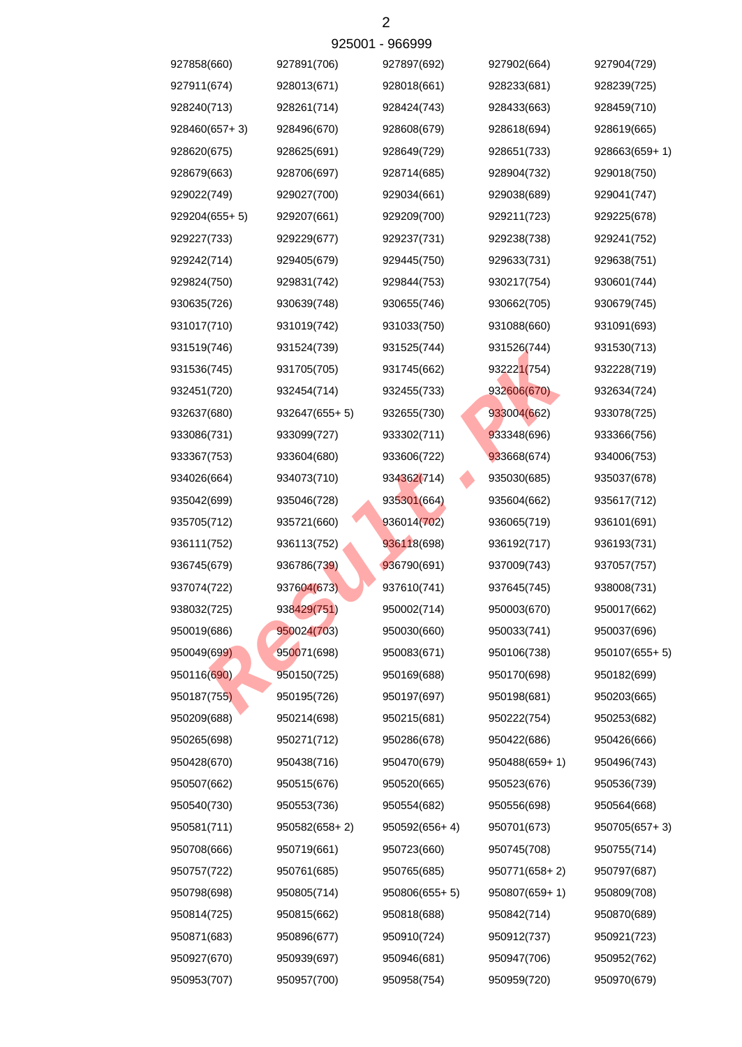925001 - 966999

| | | | | |
|---|---|---|---|---|
| 927858(660) | 927891(706) | 927897(692) | 927902(664) | 927904(729) |
| 927911(674) | 928013(671) | 928018(661) | 928233(681) | 928239(725) |
| 928240(713) | 928261(714) | 928424(743) | 928433(663) | 928459(710) |
| 928460(657+ 3) | 928496(670) | 928608(679) | 928618(694) | 928619(665) |
| 928620(675) | 928625(691) | 928649(729) | 928651(733) | 928663(659+ 1) |
| 928679(663) | 928706(697) | 928714(685) | 928904(732) | 929018(750) |
| 929022(749) | 929027(700) | 929034(661) | 929038(689) | 929041(747) |
| 929204(655+ 5) | 929207(661) | 929209(700) | 929211(723) | 929225(678) |
| 929227(733) | 929229(677) | 929237(731) | 929238(738) | 929241(752) |
| 929242(714) | 929405(679) | 929445(750) | 929633(731) | 929638(751) |
| 929824(750) | 929831(742) | 929844(753) | 930217(754) | 930601(744) |
| 930635(726) | 930639(748) | 930655(746) | 930662(705) | 930679(745) |
| 931017(710) | 931019(742) | 931033(750) | 931088(660) | 931091(693) |
| 931519(746) | 931524(739) | 931525(744) | 931526(744) | 931530(713) |
| 931536(745) | 931705(705) | 931745(662) | 932221(754) | 932228(719) |
| 932451(720) | 932454(714) | 932455(733) | 932606(670) | 932634(724) |
| 932637(680) | 932647(655+ 5) | 932655(730) | 933004(662) | 933078(725) |
| 933086(731) | 933099(727) | 933302(711) | 933348(696) | 933366(756) |
| 933367(753) | 933604(680) | 933606(722) | 933668(674) | 934006(753) |
| 934026(664) | 934073(710) | 934362(714) | 935030(685) | 935037(678) |
| 935042(699) | 935046(728) | 935301(664) | 935604(662) | 935617(712) |
| 935705(712) | 935721(660) | 936014(702) | 936065(719) | 936101(691) |
| 936111(752) | 936113(752) | 936118(698) | 936192(717) | 936193(731) |
| 936745(679) | 936786(739) | 936790(691) | 937009(743) | 937057(757) |
| 937074(722) | 937604(673) | 937610(741) | 937645(745) | 938008(731) |
| 938032(725) | 938429(751) | 950002(714) | 950003(670) | 950017(662) |
| 950019(686) | 950024(703) | 950030(660) | 950033(741) | 950037(696) |
| 950049(699) | 950071(698) | 950083(671) | 950106(738) | 950107(655+ 5) |
| 950116(690) | 950150(725) | 950169(688) | 950170(698) | 950182(699) |
| 950187(755) | 950195(726) | 950197(697) | 950198(681) | 950203(665) |
| 950209(688) | 950214(698) | 950215(681) | 950222(754) | 950253(682) |
| 950265(698) | 950271(712) | 950286(678) | 950422(686) | 950426(666) |
| 950428(670) | 950438(716) | 950470(679) | 950488(659+ 1) | 950496(743) |
| 950507(662) | 950515(676) | 950520(665) | 950523(676) | 950536(739) |
| 950540(730) | 950553(736) | 950554(682) | 950556(698) | 950564(668) |
| 950581(711) | 950582(658+ 2) | 950592(656+ 4) | 950701(673) | 950705(657+ 3) |
| 950708(666) | 950719(661) | 950723(660) | 950745(708) | 950755(714) |
| 950757(722) | 950761(685) | 950765(685) | 950771(658+ 2) | 950797(687) |
| 950798(698) | 950805(714) | 950806(655+ 5) | 950807(659+ 1) | 950809(708) |
| 950814(725) | 950815(662) | 950818(688) | 950842(714) | 950870(689) |
| 950871(683) | 950896(677) | 950910(724) | 950912(737) | 950921(723) |
| 950927(670) | 950939(697) | 950946(681) | 950947(706) | 950952(762) |
| 950953(707) | 950957(700) | 950958(754) | 950959(720) | 950970(679) |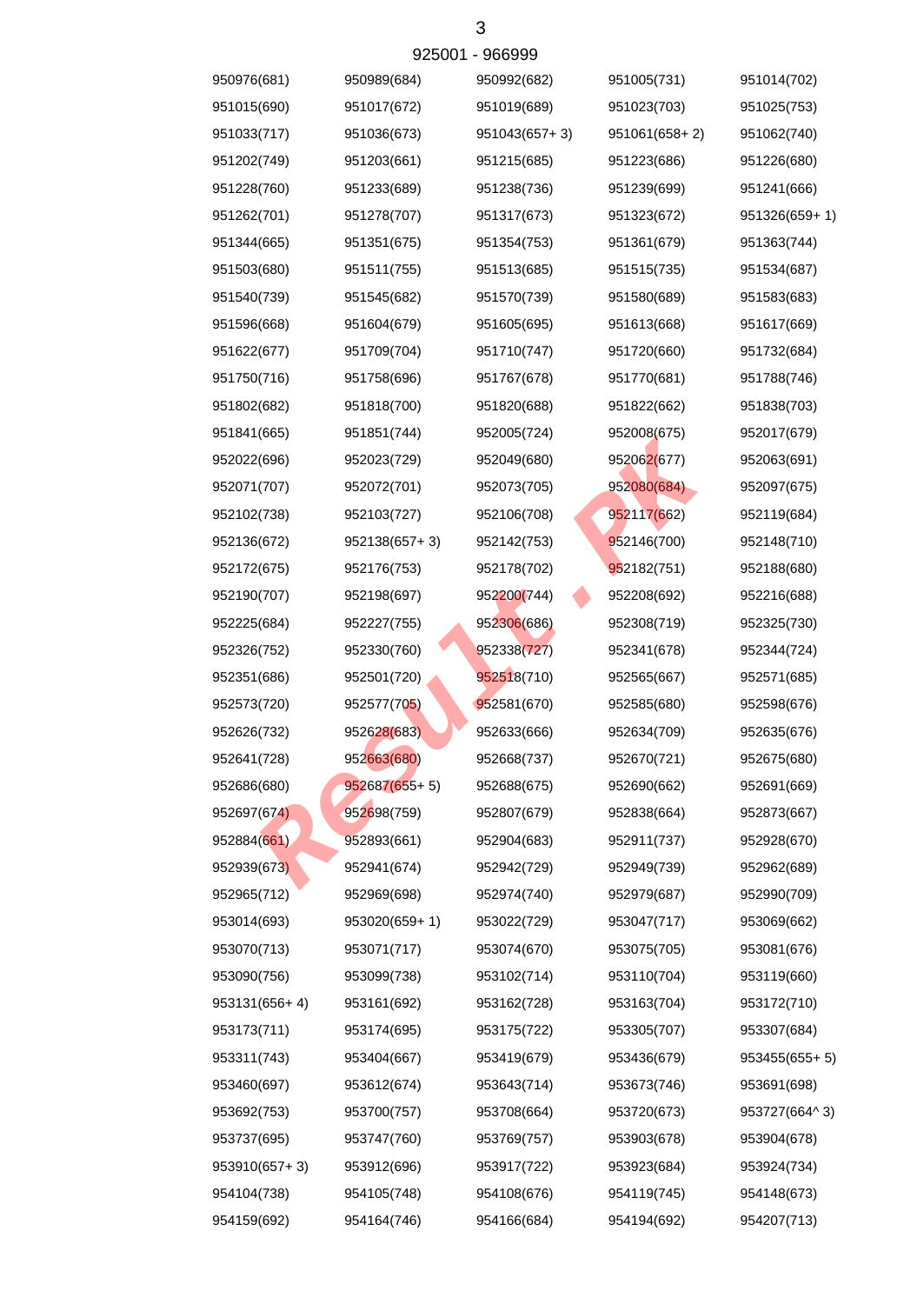925001 - 966999

| | | | | |
|---|---|---|---|---|
| 950976(681) | 950989(684) | 950992(682) | 951005(731) | 951014(702) |
| 951015(690) | 951017(672) | 951019(689) | 951023(703) | 951025(753) |
| 951033(717) | 951036(673) | 951043(657+ 3) | 951061(658+ 2) | 951062(740) |
| 951202(749) | 951203(661) | 951215(685) | 951223(686) | 951226(680) |
| 951228(760) | 951233(689) | 951238(736) | 951239(699) | 951241(666) |
| 951262(701) | 951278(707) | 951317(673) | 951323(672) | 951326(659+ 1) |
| 951344(665) | 951351(675) | 951354(753) | 951361(679) | 951363(744) |
| 951503(680) | 951511(755) | 951513(685) | 951515(735) | 951534(687) |
| 951540(739) | 951545(682) | 951570(739) | 951580(689) | 951583(683) |
| 951596(668) | 951604(679) | 951605(695) | 951613(668) | 951617(669) |
| 951622(677) | 951709(704) | 951710(747) | 951720(660) | 951732(684) |
| 951750(716) | 951758(696) | 951767(678) | 951770(681) | 951788(746) |
| 951802(682) | 951818(700) | 951820(688) | 951822(662) | 951838(703) |
| 951841(665) | 951851(744) | 952005(724) | 952008(675) | 952017(679) |
| 952022(696) | 952023(729) | 952049(680) | 952062(677) | 952063(691) |
| 952071(707) | 952072(701) | 952073(705) | 952080(684) | 952097(675) |
| 952102(738) | 952103(727) | 952106(708) | 952117(662) | 952119(684) |
| 952136(672) | 952138(657+ 3) | 952142(753) | 952146(700) | 952148(710) |
| 952172(675) | 952176(753) | 952178(702) | 952182(751) | 952188(680) |
| 952190(707) | 952198(697) | 952200(744) | 952208(692) | 952216(688) |
| 952225(684) | 952227(755) | 952306(686) | 952308(719) | 952325(730) |
| 952326(752) | 952330(760) | 952338(727) | 952341(678) | 952344(724) |
| 952351(686) | 952501(720) | 952518(710) | 952565(667) | 952571(685) |
| 952573(720) | 952577(705) | 952581(670) | 952585(680) | 952598(676) |
| 952626(732) | 952628(683) | 952633(666) | 952634(709) | 952635(676) |
| 952641(728) | 952663(680) | 952668(737) | 952670(721) | 952675(680) |
| 952686(680) | 952687(655+ 5) | 952688(675) | 952690(662) | 952691(669) |
| 952697(674) | 952698(759) | 952807(679) | 952838(664) | 952873(667) |
| 952884(661) | 952893(661) | 952904(683) | 952911(737) | 952928(670) |
| 952939(673) | 952941(674) | 952942(729) | 952949(739) | 952962(689) |
| 952965(712) | 952969(698) | 952974(740) | 952979(687) | 952990(709) |
| 953014(693) | 953020(659+ 1) | 953022(729) | 953047(717) | 953069(662) |
| 953070(713) | 953071(717) | 953074(670) | 953075(705) | 953081(676) |
| 953090(756) | 953099(738) | 953102(714) | 953110(704) | 953119(660) |
| 953131(656+ 4) | 953161(692) | 953162(728) | 953163(704) | 953172(710) |
| 953173(711) | 953174(695) | 953175(722) | 953305(707) | 953307(684) |
| 953311(743) | 953404(667) | 953419(679) | 953436(679) | 953455(655+ 5) |
| 953460(697) | 953612(674) | 953643(714) | 953673(746) | 953691(698) |
| 953692(753) | 953700(757) | 953708(664) | 953720(673) | 953727(664^ 3) |
| 953737(695) | 953747(760) | 953769(757) | 953903(678) | 953904(678) |
| 953910(657+ 3) | 953912(696) | 953917(722) | 953923(684) | 953924(734) |
| 954104(738) | 954105(748) | 954108(676) | 954119(745) | 954148(673) |
| 954159(692) | 954164(746) | 954166(684) | 954194(692) | 954207(713) |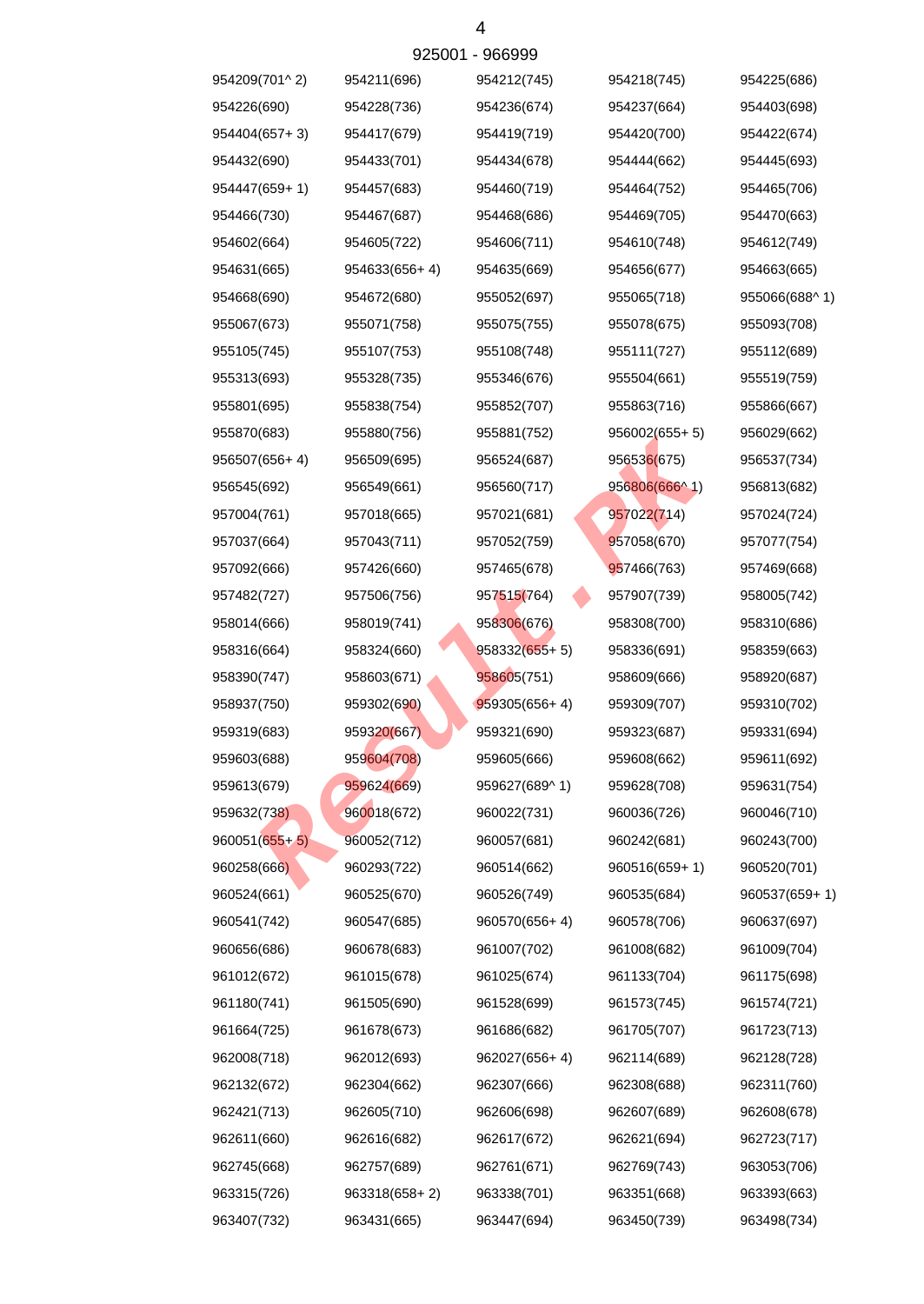925001 - 966999

| | | | | |
|---|---|---|---|---|
| 954209(701^ 2) | 954211(696) | 954212(745) | 954218(745) | 954225(686) |
| 954226(690) | 954228(736) | 954236(674) | 954237(664) | 954403(698) |
| 954404(657+ 3) | 954417(679) | 954419(719) | 954420(700) | 954422(674) |
| 954432(690) | 954433(701) | 954434(678) | 954444(662) | 954445(693) |
| 954447(659+ 1) | 954457(683) | 954460(719) | 954464(752) | 954465(706) |
| 954466(730) | 954467(687) | 954468(686) | 954469(705) | 954470(663) |
| 954602(664) | 954605(722) | 954606(711) | 954610(748) | 954612(749) |
| 954631(665) | 954633(656+ 4) | 954635(669) | 954656(677) | 954663(665) |
| 954668(690) | 954672(680) | 955052(697) | 955065(718) | 955066(688^ 1) |
| 955067(673) | 955071(758) | 955075(755) | 955078(675) | 955093(708) |
| 955105(745) | 955107(753) | 955108(748) | 955111(727) | 955112(689) |
| 955313(693) | 955328(735) | 955346(676) | 955504(661) | 955519(759) |
| 955801(695) | 955838(754) | 955852(707) | 955863(716) | 955866(667) |
| 955870(683) | 955880(756) | 955881(752) | 956002(655+ 5) | 956029(662) |
| 956507(656+ 4) | 956509(695) | 956524(687) | 956536(675) | 956537(734) |
| 956545(692) | 956549(661) | 956560(717) | 956806(666^ 1) | 956813(682) |
| 957004(761) | 957018(665) | 957021(681) | 957022(714) | 957024(724) |
| 957037(664) | 957043(711) | 957052(759) | 957058(670) | 957077(754) |
| 957092(666) | 957426(660) | 957465(678) | 957466(763) | 957469(668) |
| 957482(727) | 957506(756) | 957515(764) | 957907(739) | 958005(742) |
| 958014(666) | 958019(741) | 958306(676) | 958308(700) | 958310(686) |
| 958316(664) | 958324(660) | 958332(655+ 5) | 958336(691) | 958359(663) |
| 958390(747) | 958603(671) | 958605(751) | 958609(666) | 958920(687) |
| 958937(750) | 959302(690) | 959305(656+ 4) | 959309(707) | 959310(702) |
| 959319(683) | 959320(667) | 959321(690) | 959323(687) | 959331(694) |
| 959603(688) | 959604(708) | 959605(666) | 959608(662) | 959611(692) |
| 959613(679) | 959624(669) | 959627(689^ 1) | 959628(708) | 959631(754) |
| 959632(738) | 960018(672) | 960022(731) | 960036(726) | 960046(710) |
| 960051(655+ 5) | 960052(712) | 960057(681) | 960242(681) | 960243(700) |
| 960258(666) | 960293(722) | 960514(662) | 960516(659+ 1) | 960520(701) |
| 960524(661) | 960525(670) | 960526(749) | 960535(684) | 960537(659+ 1) |
| 960541(742) | 960547(685) | 960570(656+ 4) | 960578(706) | 960637(697) |
| 960656(686) | 960678(683) | 961007(702) | 961008(682) | 961009(704) |
| 961012(672) | 961015(678) | 961025(674) | 961133(704) | 961175(698) |
| 961180(741) | 961505(690) | 961528(699) | 961573(745) | 961574(721) |
| 961664(725) | 961678(673) | 961686(682) | 961705(707) | 961723(713) |
| 962008(718) | 962012(693) | 962027(656+ 4) | 962114(689) | 962128(728) |
| 962132(672) | 962304(662) | 962307(666) | 962308(688) | 962311(760) |
| 962421(713) | 962605(710) | 962606(698) | 962607(689) | 962608(678) |
| 962611(660) | 962616(682) | 962617(672) | 962621(694) | 962723(717) |
| 962745(668) | 962757(689) | 962761(671) | 962769(743) | 963053(706) |
| 963315(726) | 963318(658+ 2) | 963338(701) | 963351(668) | 963393(663) |
| 963407(732) | 963431(665) | 963447(694) | 963450(739) | 963498(734) |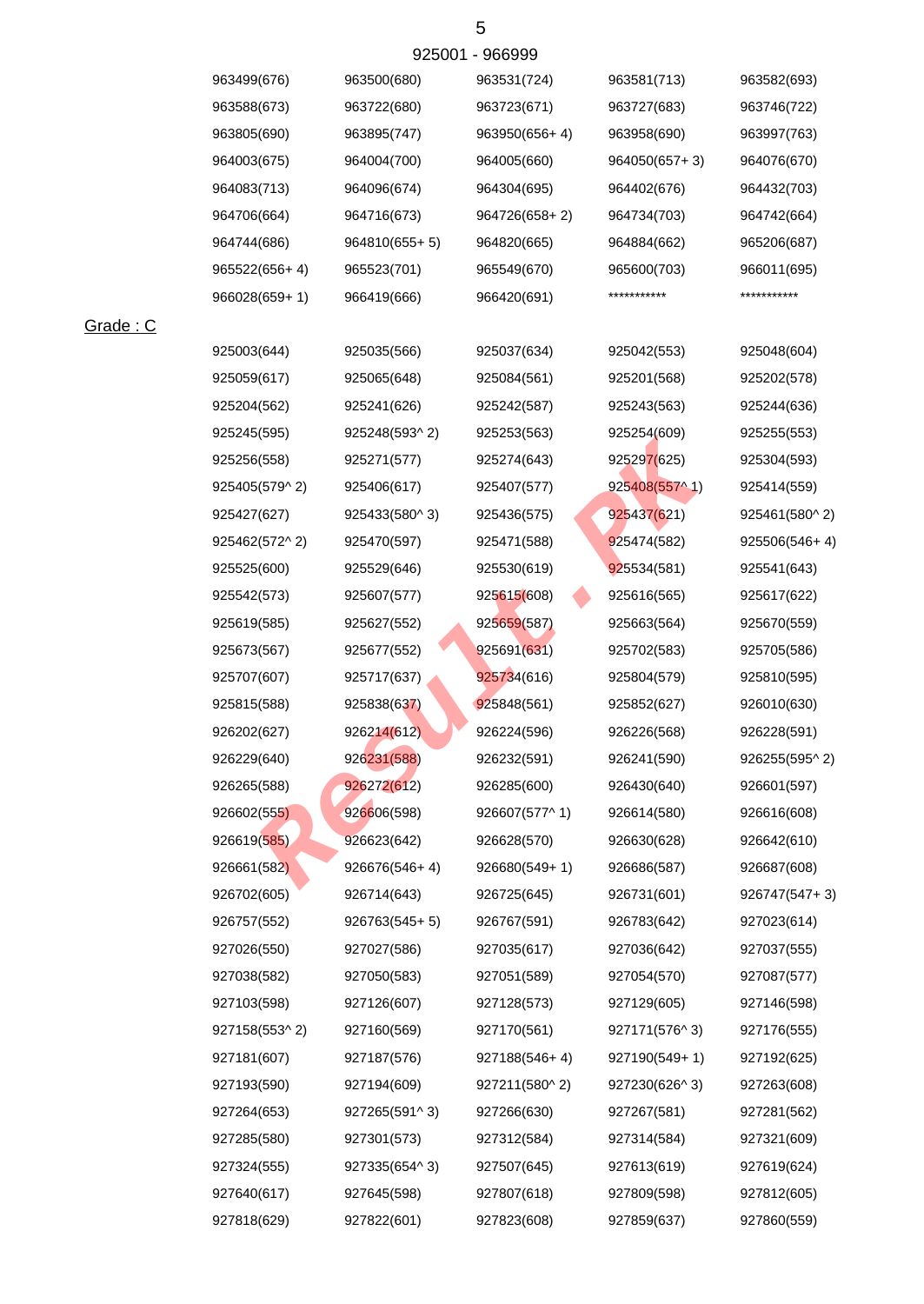925001 - 966999

| | | | | |
|---|---|---|---|---|
| 963499(676) | 963500(680) | 963531(724) | 963581(713) | 963582(693) |
| 963588(673) | 963722(680) | 963723(671) | 963727(683) | 963746(722) |
| 963805(690) | 963895(747) | 963950(656+ 4) | 963958(690) | 963997(763) |
| 964003(675) | 964004(700) | 964005(660) | 964050(657+ 3) | 964076(670) |
| 964083(713) | 964096(674) | 964304(695) | 964402(676) | 964432(703) |
| 964706(664) | 964716(673) | 964726(658+ 2) | 964734(703) | 964742(664) |
| 964744(686) | 964810(655+ 5) | 964820(665) | 964884(662) | 965206(687) |
| 965522(656+ 4) | 965523(701) | 965549(670) | 965600(703) | 966011(695) |
| 966028(659+ 1) | 966419(666) | 966420(691) | *********** | *********** |

Grade : C

| | | | | |
|---|---|---|---|---|
| 925003(644) | 925035(566) | 925037(634) | 925042(553) | 925048(604) |
| 925059(617) | 925065(648) | 925084(561) | 925201(568) | 925202(578) |
| 925204(562) | 925241(626) | 925242(587) | 925243(563) | 925244(636) |
| 925245(595) | 925248(593^ 2) | 925253(563) | 925254(609) | 925255(553) |
| 925256(558) | 925271(577) | 925274(643) | 925297(625) | 925304(593) |
| 925405(579^ 2) | 925406(617) | 925407(577) | 925408(557^ 1) | 925414(559) |
| 925427(627) | 925433(580^ 3) | 925436(575) | 925437(621) | 925461(580^ 2) |
| 925462(572^ 2) | 925470(597) | 925471(588) | 925474(582) | 925506(546+ 4) |
| 925525(600) | 925529(646) | 925530(619) | 925534(581) | 925541(643) |
| 925542(573) | 925607(577) | 925615(608) | 925616(565) | 925617(622) |
| 925619(585) | 925627(552) | 925659(587) | 925663(564) | 925670(559) |
| 925673(567) | 925677(552) | 925691(631) | 925702(583) | 925705(586) |
| 925707(607) | 925717(637) | 925734(616) | 925804(579) | 925810(595) |
| 925815(588) | 925838(637) | 925848(561) | 925852(627) | 926010(630) |
| 926202(627) | 926214(612) | 926224(596) | 926226(568) | 926228(591) |
| 926229(640) | 926231(588) | 926232(591) | 926241(590) | 926255(595^ 2) |
| 926265(588) | 926272(612) | 926285(600) | 926430(640) | 926601(597) |
| 926602(555) | 926606(598) | 926607(577^ 1) | 926614(580) | 926616(608) |
| 926619(585) | 926623(642) | 926628(570) | 926630(628) | 926642(610) |
| 926661(582) | 926676(546+ 4) | 926680(549+ 1) | 926686(587) | 926687(608) |
| 926702(605) | 926714(643) | 926725(645) | 926731(601) | 926747(547+ 3) |
| 926757(552) | 926763(545+ 5) | 926767(591) | 926783(642) | 927023(614) |
| 927026(550) | 927027(586) | 927035(617) | 927036(642) | 927037(555) |
| 927038(582) | 927050(583) | 927051(589) | 927054(570) | 927087(577) |
| 927103(598) | 927126(607) | 927128(573) | 927129(605) | 927146(598) |
| 927158(553^ 2) | 927160(569) | 927170(561) | 927171(576^ 3) | 927176(555) |
| 927181(607) | 927187(576) | 927188(546+ 4) | 927190(549+ 1) | 927192(625) |
| 927193(590) | 927194(609) | 927211(580^ 2) | 927230(626^ 3) | 927263(608) |
| 927264(653) | 927265(591^ 3) | 927266(630) | 927267(581) | 927281(562) |
| 927285(580) | 927301(573) | 927312(584) | 927314(584) | 927321(609) |
| 927324(555) | 927335(654^ 3) | 927507(645) | 927613(619) | 927619(624) |
| 927640(617) | 927645(598) | 927807(618) | 927809(598) | 927812(605) |
| 927818(629) | 927822(601) | 927823(608) | 927859(637) | 927860(559) |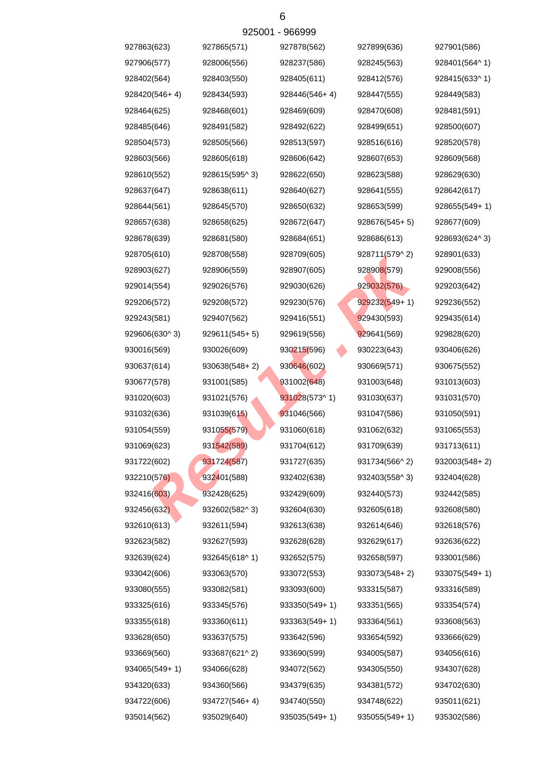925001 - 966999

| | | | | |
|---|---|---|---|---|
| 927863(623) | 927865(571) | 927878(562) | 927899(636) | 927901(586) |
| 927906(577) | 928006(556) | 928237(586) | 928245(563) | 928401(564^ 1) |
| 928402(564) | 928403(550) | 928405(611) | 928412(576) | 928415(633^ 1) |
| 928420(546+ 4) | 928434(593) | 928446(546+ 4) | 928447(555) | 928449(583) |
| 928464(625) | 928468(601) | 928469(609) | 928470(608) | 928481(591) |
| 928485(646) | 928491(582) | 928492(622) | 928499(651) | 928500(607) |
| 928504(573) | 928505(566) | 928513(597) | 928516(616) | 928520(578) |
| 928603(566) | 928605(618) | 928606(642) | 928607(653) | 928609(568) |
| 928610(552) | 928615(595^ 3) | 928622(650) | 928623(588) | 928629(630) |
| 928637(647) | 928638(611) | 928640(627) | 928641(555) | 928642(617) |
| 928644(561) | 928645(570) | 928650(632) | 928653(599) | 928655(549+ 1) |
| 928657(638) | 928658(625) | 928672(647) | 928676(545+ 5) | 928677(609) |
| 928678(639) | 928681(580) | 928684(651) | 928686(613) | 928693(624^ 3) |
| 928705(610) | 928708(558) | 928709(605) | 928711(579^ 2) | 928901(633) |
| 928903(627) | 928906(559) | 928907(605) | 928908(579) | 929008(556) |
| 929014(554) | 929026(576) | 929030(626) | 929032(576) | 929203(642) |
| 929206(572) | 929208(572) | 929230(576) | 929232(549+ 1) | 929236(552) |
| 929243(581) | 929407(562) | 929416(551) | 929430(593) | 929435(614) |
| 929606(630^ 3) | 929611(545+ 5) | 929619(556) | 929641(569) | 929828(620) |
| 930016(569) | 930026(609) | 930215(596) | 930223(643) | 930406(626) |
| 930637(614) | 930638(548+ 2) | 930646(602) | 930669(571) | 930675(552) |
| 930677(578) | 931001(585) | 931002(648) | 931003(648) | 931013(603) |
| 931020(603) | 931021(576) | 931028(573^ 1) | 931030(637) | 931031(570) |
| 931032(636) | 931039(615) | 931046(566) | 931047(586) | 931050(591) |
| 931054(559) | 931055(579) | 931060(618) | 931062(632) | 931065(553) |
| 931069(623) | 931542(589) | 931704(612) | 931709(639) | 931713(611) |
| 931722(602) | 931724(587) | 931727(635) | 931734(566^ 2) | 932003(548+ 2) |
| 932210(576) | 932401(588) | 932402(638) | 932403(558^ 3) | 932404(628) |
| 932416(603) | 932428(625) | 932429(609) | 932440(573) | 932442(585) |
| 932456(632) | 932602(582^ 3) | 932604(630) | 932605(618) | 932608(580) |
| 932610(613) | 932611(594) | 932613(638) | 932614(646) | 932618(576) |
| 932623(582) | 932627(593) | 932628(628) | 932629(617) | 932636(622) |
| 932639(624) | 932645(618^ 1) | 932652(575) | 932658(597) | 933001(586) |
| 933042(606) | 933063(570) | 933072(553) | 933073(548+ 2) | 933075(549+ 1) |
| 933080(555) | 933082(581) | 933093(600) | 933315(587) | 933316(589) |
| 933325(616) | 933345(576) | 933350(549+ 1) | 933351(565) | 933354(574) |
| 933355(618) | 933360(611) | 933363(549+ 1) | 933364(561) | 933608(563) |
| 933628(650) | 933637(575) | 933642(596) | 933654(592) | 933666(629) |
| 933669(560) | 933687(621^ 2) | 933690(599) | 934005(587) | 934056(616) |
| 934065(549+ 1) | 934066(628) | 934072(562) | 934305(550) | 934307(628) |
| 934320(633) | 934360(566) | 934379(635) | 934381(572) | 934702(630) |
| 934722(606) | 934727(546+ 4) | 934740(550) | 934748(622) | 935011(621) |
| 935014(562) | 935029(640) | 935035(549+ 1) | 935055(549+ 1) | 935302(586) |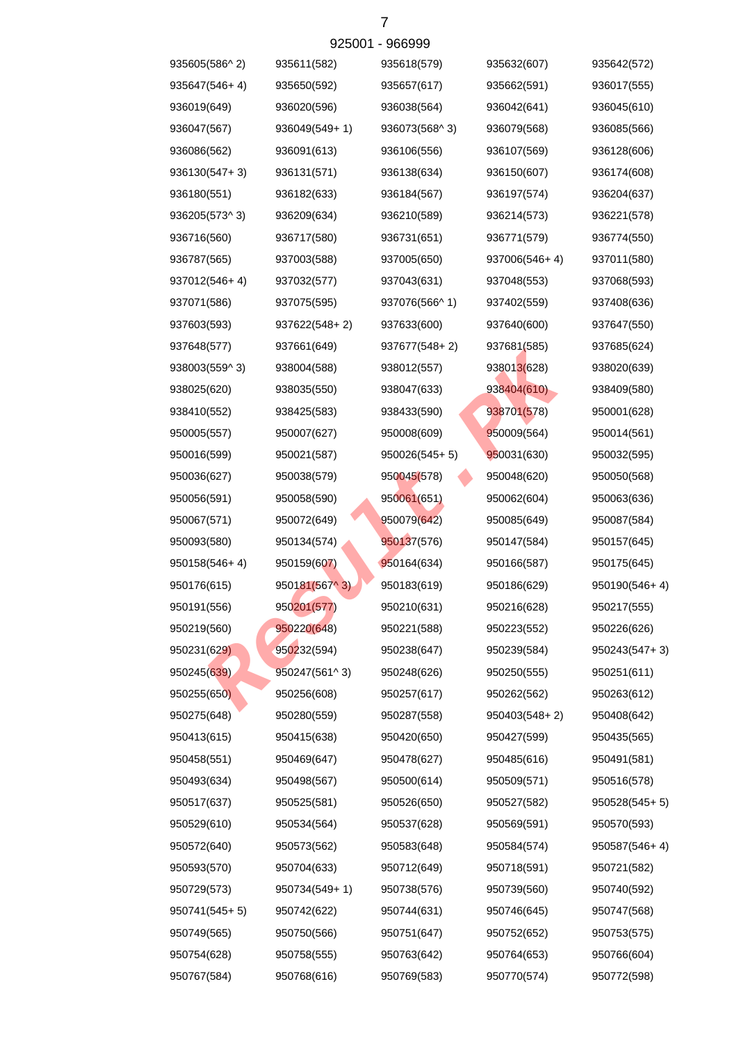925001 - 966999

| | | | | |
|---|---|---|---|---|
| 935605(586^ 2) | 935611(582) | 935618(579) | 935632(607) | 935642(572) |
| 935647(546+ 4) | 935650(592) | 935657(617) | 935662(591) | 936017(555) |
| 936019(649) | 936020(596) | 936038(564) | 936042(641) | 936045(610) |
| 936047(567) | 936049(549+ 1) | 936073(568^ 3) | 936079(568) | 936085(566) |
| 936086(562) | 936091(613) | 936106(556) | 936107(569) | 936128(606) |
| 936130(547+ 3) | 936131(571) | 936138(634) | 936150(607) | 936174(608) |
| 936180(551) | 936182(633) | 936184(567) | 936197(574) | 936204(637) |
| 936205(573^ 3) | 936209(634) | 936210(589) | 936214(573) | 936221(578) |
| 936716(560) | 936717(580) | 936731(651) | 936771(579) | 936774(550) |
| 936787(565) | 937003(588) | 937005(650) | 937006(546+ 4) | 937011(580) |
| 937012(546+ 4) | 937032(577) | 937043(631) | 937048(553) | 937068(593) |
| 937071(586) | 937075(595) | 937076(566^ 1) | 937402(559) | 937408(636) |
| 937603(593) | 937622(548+ 2) | 937633(600) | 937640(600) | 937647(550) |
| 937648(577) | 937661(649) | 937677(548+ 2) | 937681(585) | 937685(624) |
| 938003(559^ 3) | 938004(588) | 938012(557) | 938013(628) | 938020(639) |
| 938025(620) | 938035(550) | 938047(633) | 938404(610) | 938409(580) |
| 938410(552) | 938425(583) | 938433(590) | 938701(578) | 950001(628) |
| 950005(557) | 950007(627) | 950008(609) | 950009(564) | 950014(561) |
| 950016(599) | 950021(587) | 950026(545+ 5) | 950031(630) | 950032(595) |
| 950036(627) | 950038(579) | 950045(578) | 950048(620) | 950050(568) |
| 950056(591) | 950058(590) | 950061(651) | 950062(604) | 950063(636) |
| 950067(571) | 950072(649) | 950079(642) | 950085(649) | 950087(584) |
| 950093(580) | 950134(574) | 950137(576) | 950147(584) | 950157(645) |
| 950158(546+ 4) | 950159(607) | 950164(634) | 950166(587) | 950175(645) |
| 950176(615) | 950181(567^ 3) | 950183(619) | 950186(629) | 950190(546+ 4) |
| 950191(556) | 950201(577) | 950210(631) | 950216(628) | 950217(555) |
| 950219(560) | 950220(648) | 950221(588) | 950223(552) | 950226(626) |
| 950231(629) | 950232(594) | 950238(647) | 950239(584) | 950243(547+ 3) |
| 950245(639) | 950247(561^ 3) | 950248(626) | 950250(555) | 950251(611) |
| 950255(650) | 950256(608) | 950257(617) | 950262(562) | 950263(612) |
| 950275(648) | 950280(559) | 950287(558) | 950403(548+ 2) | 950408(642) |
| 950413(615) | 950415(638) | 950420(650) | 950427(599) | 950435(565) |
| 950458(551) | 950469(647) | 950478(627) | 950485(616) | 950491(581) |
| 950493(634) | 950498(567) | 950500(614) | 950509(571) | 950516(578) |
| 950517(637) | 950525(581) | 950526(650) | 950527(582) | 950528(545+ 5) |
| 950529(610) | 950534(564) | 950537(628) | 950569(591) | 950570(593) |
| 950572(640) | 950573(562) | 950583(648) | 950584(574) | 950587(546+ 4) |
| 950593(570) | 950704(633) | 950712(649) | 950718(591) | 950721(582) |
| 950729(573) | 950734(549+ 1) | 950738(576) | 950739(560) | 950740(592) |
| 950741(545+ 5) | 950742(622) | 950744(631) | 950746(645) | 950747(568) |
| 950749(565) | 950750(566) | 950751(647) | 950752(652) | 950753(575) |
| 950754(628) | 950758(555) | 950763(642) | 950764(653) | 950766(604) |
| 950767(584) | 950768(616) | 950769(583) | 950770(574) | 950772(598) |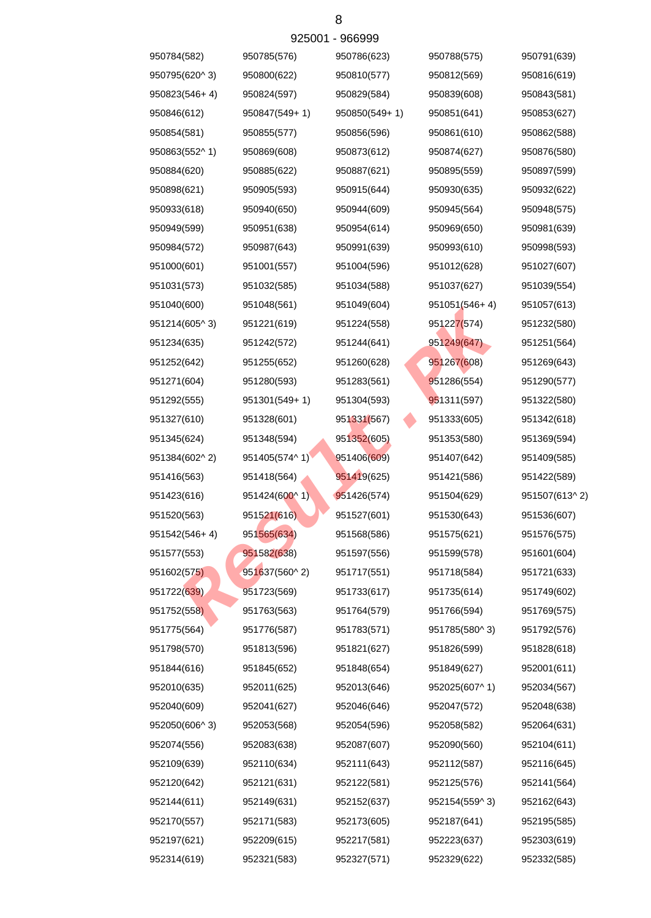925001 - 966999

| | | | | |
|---|---|---|---|---|
| 950784(582) | 950785(576) | 950786(623) | 950788(575) | 950791(639) |
| 950795(620^ 3) | 950800(622) | 950810(577) | 950812(569) | 950816(619) |
| 950823(546+ 4) | 950824(597) | 950829(584) | 950839(608) | 950843(581) |
| 950846(612) | 950847(549+ 1) | 950850(549+ 1) | 950851(641) | 950853(627) |
| 950854(581) | 950855(577) | 950856(596) | 950861(610) | 950862(588) |
| 950863(552^ 1) | 950869(608) | 950873(612) | 950874(627) | 950876(580) |
| 950884(620) | 950885(622) | 950887(621) | 950895(559) | 950897(599) |
| 950898(621) | 950905(593) | 950915(644) | 950930(635) | 950932(622) |
| 950933(618) | 950940(650) | 950944(609) | 950945(564) | 950948(575) |
| 950949(599) | 950951(638) | 950954(614) | 950969(650) | 950981(639) |
| 950984(572) | 950987(643) | 950991(639) | 950993(610) | 950998(593) |
| 951000(601) | 951001(557) | 951004(596) | 951012(628) | 951027(607) |
| 951031(573) | 951032(585) | 951034(588) | 951037(627) | 951039(554) |
| 951040(600) | 951048(561) | 951049(604) | 951051(546+ 4) | 951057(613) |
| 951214(605^ 3) | 951221(619) | 951224(558) | 951227(574) | 951232(580) |
| 951234(635) | 951242(572) | 951244(641) | 951249(647) | 951251(564) |
| 951252(642) | 951255(652) | 951260(628) | 951267(608) | 951269(643) |
| 951271(604) | 951280(593) | 951283(561) | 951286(554) | 951290(577) |
| 951292(555) | 951301(549+ 1) | 951304(593) | 951311(597) | 951322(580) |
| 951327(610) | 951328(601) | 951331(567) | 951333(605) | 951342(618) |
| 951345(624) | 951348(594) | 951352(605) | 951353(580) | 951369(594) |
| 951384(602^ 2) | 951405(574^ 1) | 951406(609) | 951407(642) | 951409(585) |
| 951416(563) | 951418(564) | 951419(625) | 951421(586) | 951422(589) |
| 951423(616) | 951424(600^ 1) | 951426(574) | 951504(629) | 951507(613^ 2) |
| 951520(563) | 951521(616) | 951527(601) | 951530(643) | 951536(607) |
| 951542(546+ 4) | 951565(634) | 951568(586) | 951575(621) | 951576(575) |
| 951577(553) | 951582(638) | 951597(556) | 951599(578) | 951601(604) |
| 951602(575) | 951637(560^ 2) | 951717(551) | 951718(584) | 951721(633) |
| 951722(639) | 951723(569) | 951733(617) | 951735(614) | 951749(602) |
| 951752(558) | 951763(563) | 951764(579) | 951766(594) | 951769(575) |
| 951775(564) | 951776(587) | 951783(571) | 951785(580^ 3) | 951792(576) |
| 951798(570) | 951813(596) | 951821(627) | 951826(599) | 951828(618) |
| 951844(616) | 951845(652) | 951848(654) | 951849(627) | 952001(611) |
| 952010(635) | 952011(625) | 952013(646) | 952025(607^ 1) | 952034(567) |
| 952040(609) | 952041(627) | 952046(646) | 952047(572) | 952048(638) |
| 952050(606^ 3) | 952053(568) | 952054(596) | 952058(582) | 952064(631) |
| 952074(556) | 952083(638) | 952087(607) | 952090(560) | 952104(611) |
| 952109(639) | 952110(634) | 952111(643) | 952112(587) | 952116(645) |
| 952120(642) | 952121(631) | 952122(581) | 952125(576) | 952141(564) |
| 952144(611) | 952149(631) | 952152(637) | 952154(559^ 3) | 952162(643) |
| 952170(557) | 952171(583) | 952173(605) | 952187(641) | 952195(585) |
| 952197(621) | 952209(615) | 952217(581) | 952223(637) | 952303(619) |
| 952314(619) | 952321(583) | 952327(571) | 952329(622) | 952332(585) |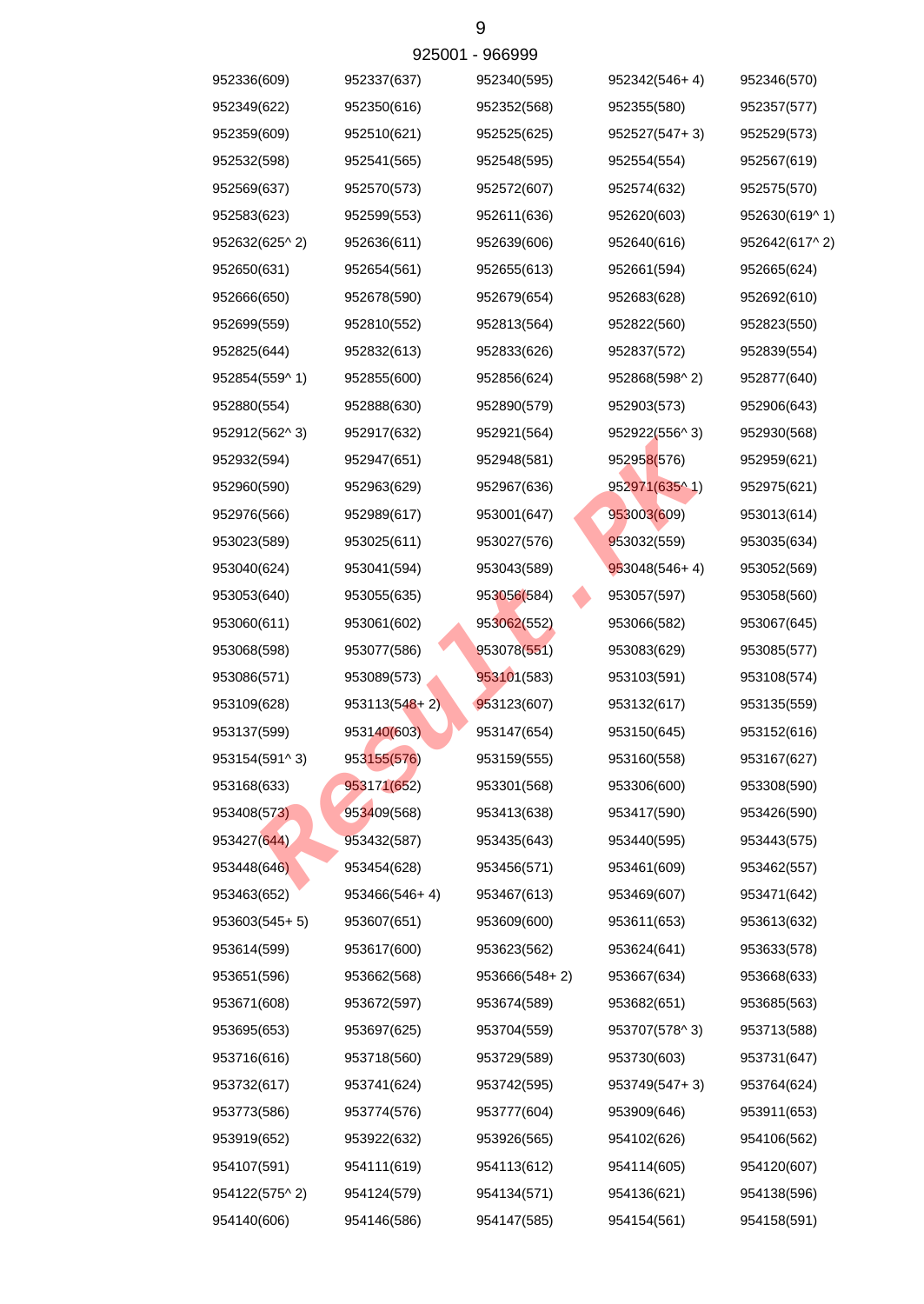925001 - 966999

| | | | | |
|---|---|---|---|---|
| 952336(609) | 952337(637) | 952340(595) | 952342(546+ 4) | 952346(570) |
| 952349(622) | 952350(616) | 952352(568) | 952355(580) | 952357(577) |
| 952359(609) | 952510(621) | 952525(625) | 952527(547+ 3) | 952529(573) |
| 952532(598) | 952541(565) | 952548(595) | 952554(554) | 952567(619) |
| 952569(637) | 952570(573) | 952572(607) | 952574(632) | 952575(570) |
| 952583(623) | 952599(553) | 952611(636) | 952620(603) | 952630(619^ 1) |
| 952632(625^ 2) | 952636(611) | 952639(606) | 952640(616) | 952642(617^ 2) |
| 952650(631) | 952654(561) | 952655(613) | 952661(594) | 952665(624) |
| 952666(650) | 952678(590) | 952679(654) | 952683(628) | 952692(610) |
| 952699(559) | 952810(552) | 952813(564) | 952822(560) | 952823(550) |
| 952825(644) | 952832(613) | 952833(626) | 952837(572) | 952839(554) |
| 952854(559^ 1) | 952855(600) | 952856(624) | 952868(598^ 2) | 952877(640) |
| 952880(554) | 952888(630) | 952890(579) | 952903(573) | 952906(643) |
| 952912(562^ 3) | 952917(632) | 952921(564) | 952922(556^ 3) | 952930(568) |
| 952932(594) | 952947(651) | 952948(581) | 952958(576) | 952959(621) |
| 952960(590) | 952963(629) | 952967(636) | 952971(635^ 1) | 952975(621) |
| 952976(566) | 952989(617) | 953001(647) | 953003(609) | 953013(614) |
| 953023(589) | 953025(611) | 953027(576) | 953032(559) | 953035(634) |
| 953040(624) | 953041(594) | 953043(589) | 953048(546+ 4) | 953052(569) |
| 953053(640) | 953055(635) | 953056(584) | 953057(597) | 953058(560) |
| 953060(611) | 953061(602) | 953062(552) | 953066(582) | 953067(645) |
| 953068(598) | 953077(586) | 953078(551) | 953083(629) | 953085(577) |
| 953086(571) | 953089(573) | 953101(583) | 953103(591) | 953108(574) |
| 953109(628) | 953113(548+ 2) | 953123(607) | 953132(617) | 953135(559) |
| 953137(599) | 953140(603) | 953147(654) | 953150(645) | 953152(616) |
| 953154(591^ 3) | 953155(576) | 953159(555) | 953160(558) | 953167(627) |
| 953168(633) | 953171(652) | 953301(568) | 953306(600) | 953308(590) |
| 953408(573) | 953409(568) | 953413(638) | 953417(590) | 953426(590) |
| 953427(644) | 953432(587) | 953435(643) | 953440(595) | 953443(575) |
| 953448(646) | 953454(628) | 953456(571) | 953461(609) | 953462(557) |
| 953463(652) | 953466(546+ 4) | 953467(613) | 953469(607) | 953471(642) |
| 953603(545+ 5) | 953607(651) | 953609(600) | 953611(653) | 953613(632) |
| 953614(599) | 953617(600) | 953623(562) | 953624(641) | 953633(578) |
| 953651(596) | 953662(568) | 953666(548+ 2) | 953667(634) | 953668(633) |
| 953671(608) | 953672(597) | 953674(589) | 953682(651) | 953685(563) |
| 953695(653) | 953697(625) | 953704(559) | 953707(578^ 3) | 953713(588) |
| 953716(616) | 953718(560) | 953729(589) | 953730(603) | 953731(647) |
| 953732(617) | 953741(624) | 953742(595) | 953749(547+ 3) | 953764(624) |
| 953773(586) | 953774(576) | 953777(604) | 953909(646) | 953911(653) |
| 953919(652) | 953922(632) | 953926(565) | 954102(626) | 954106(562) |
| 954107(591) | 954111(619) | 954113(612) | 954114(605) | 954120(607) |
| 954122(575^ 2) | 954124(579) | 954134(571) | 954136(621) | 954138(596) |
| 954140(606) | 954146(586) | 954147(585) | 954154(561) | 954158(591) |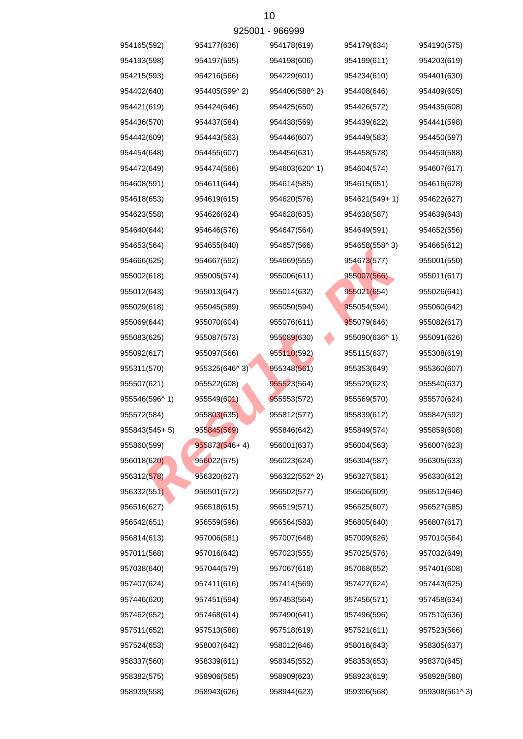925001 - 966999

| | | | | |
|---|---|---|---|---|
| 954165(592) | 954177(636) | 954178(619) | 954179(634) | 954190(575) |
| 954193(598) | 954197(595) | 954198(606) | 954199(611) | 954203(619) |
| 954215(593) | 954216(566) | 954229(601) | 954234(610) | 954401(630) |
| 954402(640) | 954405(599^ 2) | 954406(588^ 2) | 954408(646) | 954409(605) |
| 954421(619) | 954424(646) | 954425(650) | 954426(572) | 954435(608) |
| 954436(570) | 954437(584) | 954438(569) | 954439(622) | 954441(598) |
| 954442(609) | 954443(563) | 954446(607) | 954449(583) | 954450(597) |
| 954454(648) | 954455(607) | 954456(631) | 954458(578) | 954459(588) |
| 954472(649) | 954474(566) | 954603(620^ 1) | 954604(574) | 954607(617) |
| 954608(591) | 954611(644) | 954614(585) | 954615(651) | 954616(628) |
| 954618(653) | 954619(615) | 954620(576) | 954621(549+ 1) | 954622(627) |
| 954623(558) | 954626(624) | 954628(635) | 954638(587) | 954639(643) |
| 954640(644) | 954646(576) | 954647(564) | 954649(591) | 954652(556) |
| 954653(564) | 954655(640) | 954657(566) | 954658(558^ 3) | 954665(612) |
| 954666(625) | 954667(592) | 954669(555) | 954673(577) | 955001(550) |
| 955002(618) | 955005(574) | 955006(611) | 955007(566) | 955011(617) |
| 955012(643) | 955013(647) | 955014(632) | 955021(654) | 955026(641) |
| 955029(618) | 955045(589) | 955050(594) | 955054(594) | 955060(642) |
| 955069(644) | 955070(604) | 955076(611) | 955079(646) | 955082(617) |
| 955083(625) | 955087(573) | 955089(630) | 955090(636^ 1) | 955091(626) |
| 955092(617) | 955097(566) | 955110(592) | 955115(637) | 955308(619) |
| 955311(570) | 955325(646^ 3) | 955348(561) | 955353(649) | 955360(607) |
| 955507(621) | 955522(608) | 955523(564) | 955529(623) | 955540(637) |
| 955546(596^ 1) | 955549(601) | 955553(572) | 955569(570) | 955570(624) |
| 955572(584) | 955803(635) | 955812(577) | 955839(612) | 955842(592) |
| 955843(545+ 5) | 955845(569) | 955846(642) | 955849(574) | 955859(608) |
| 955860(599) | 955873(546+ 4) | 956001(637) | 956004(563) | 956007(623) |
| 956018(620) | 956022(575) | 956023(624) | 956304(587) | 956305(633) |
| 956312(578) | 956320(627) | 956322(552^ 2) | 956327(581) | 956330(612) |
| 956332(551) | 956501(572) | 956502(577) | 956506(609) | 956512(646) |
| 956516(627) | 956518(615) | 956519(571) | 956525(607) | 956527(585) |
| 956542(651) | 956559(596) | 956564(583) | 956805(640) | 956807(617) |
| 956814(613) | 957006(581) | 957007(648) | 957009(626) | 957010(564) |
| 957011(568) | 957016(642) | 957023(555) | 957025(576) | 957032(649) |
| 957038(640) | 957044(579) | 957067(618) | 957068(652) | 957401(608) |
| 957407(624) | 957411(616) | 957414(569) | 957427(624) | 957443(625) |
| 957446(620) | 957451(594) | 957453(564) | 957456(571) | 957458(634) |
| 957462(652) | 957468(614) | 957490(641) | 957496(596) | 957510(636) |
| 957511(652) | 957513(588) | 957518(619) | 957521(611) | 957523(566) |
| 957524(653) | 958007(642) | 958012(646) | 958016(643) | 958305(637) |
| 958337(560) | 958339(611) | 958345(552) | 958353(653) | 958370(645) |
| 958382(575) | 958906(565) | 958909(623) | 958923(619) | 958928(580) |
| 958939(558) | 958943(626) | 958944(623) | 959306(568) | 959308(561^ 3) |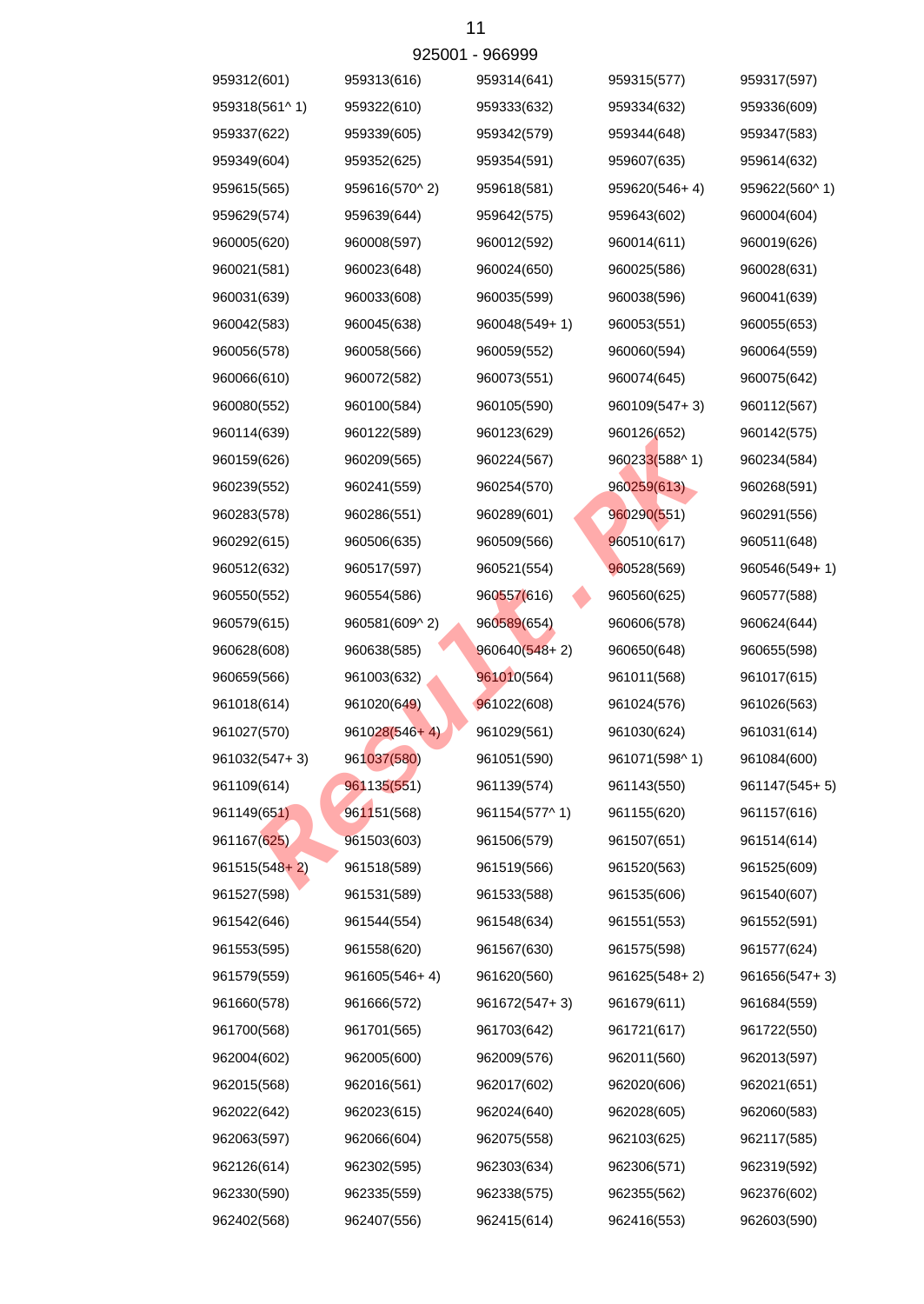925001 - 966999

| | | | | |
|---|---|---|---|---|
| 959312(601) | 959313(616) | 959314(641) | 959315(577) | 959317(597) |
| 959318(561^ 1) | 959322(610) | 959333(632) | 959334(632) | 959336(609) |
| 959337(622) | 959339(605) | 959342(579) | 959344(648) | 959347(583) |
| 959349(604) | 959352(625) | 959354(591) | 959607(635) | 959614(632) |
| 959615(565) | 959616(570^ 2) | 959618(581) | 959620(546+ 4) | 959622(560^ 1) |
| 959629(574) | 959639(644) | 959642(575) | 959643(602) | 960004(604) |
| 960005(620) | 960008(597) | 960012(592) | 960014(611) | 960019(626) |
| 960021(581) | 960023(648) | 960024(650) | 960025(586) | 960028(631) |
| 960031(639) | 960033(608) | 960035(599) | 960038(596) | 960041(639) |
| 960042(583) | 960045(638) | 960048(549+ 1) | 960053(551) | 960055(653) |
| 960056(578) | 960058(566) | 960059(552) | 960060(594) | 960064(559) |
| 960066(610) | 960072(582) | 960073(551) | 960074(645) | 960075(642) |
| 960080(552) | 960100(584) | 960105(590) | 960109(547+ 3) | 960112(567) |
| 960114(639) | 960122(589) | 960123(629) | 960126(652) | 960142(575) |
| 960159(626) | 960209(565) | 960224(567) | 960233(588^ 1) | 960234(584) |
| 960239(552) | 960241(559) | 960254(570) | 960259(613) | 960268(591) |
| 960283(578) | 960286(551) | 960289(601) | 960290(551) | 960291(556) |
| 960292(615) | 960506(635) | 960509(566) | 960510(617) | 960511(648) |
| 960512(632) | 960517(597) | 960521(554) | 960528(569) | 960546(549+ 1) |
| 960550(552) | 960554(586) | 960557(616) | 960560(625) | 960577(588) |
| 960579(615) | 960581(609^ 2) | 960589(654) | 960606(578) | 960624(644) |
| 960628(608) | 960638(585) | 960640(548+ 2) | 960650(648) | 960655(598) |
| 960659(566) | 961003(632) | 961010(564) | 961011(568) | 961017(615) |
| 961018(614) | 961020(649) | 961022(608) | 961024(576) | 961026(563) |
| 961027(570) | 961028(546+ 4) | 961029(561) | 961030(624) | 961031(614) |
| 961032(547+ 3) | 961037(580) | 961051(590) | 961071(598^ 1) | 961084(600) |
| 961109(614) | 961135(551) | 961139(574) | 961143(550) | 961147(545+ 5) |
| 961149(651) | 961151(568) | 961154(577^ 1) | 961155(620) | 961157(616) |
| 961167(625) | 961503(603) | 961506(579) | 961507(651) | 961514(614) |
| 961515(548+ 2) | 961518(589) | 961519(566) | 961520(563) | 961525(609) |
| 961527(598) | 961531(589) | 961533(588) | 961535(606) | 961540(607) |
| 961542(646) | 961544(554) | 961548(634) | 961551(553) | 961552(591) |
| 961553(595) | 961558(620) | 961567(630) | 961575(598) | 961577(624) |
| 961579(559) | 961605(546+ 4) | 961620(560) | 961625(548+ 2) | 961656(547+ 3) |
| 961660(578) | 961666(572) | 961672(547+ 3) | 961679(611) | 961684(559) |
| 961700(568) | 961701(565) | 961703(642) | 961721(617) | 961722(550) |
| 962004(602) | 962005(600) | 962009(576) | 962011(560) | 962013(597) |
| 962015(568) | 962016(561) | 962017(602) | 962020(606) | 962021(651) |
| 962022(642) | 962023(615) | 962024(640) | 962028(605) | 962060(583) |
| 962063(597) | 962066(604) | 962075(558) | 962103(625) | 962117(585) |
| 962126(614) | 962302(595) | 962303(634) | 962306(571) | 962319(592) |
| 962330(590) | 962335(559) | 962338(575) | 962355(562) | 962376(602) |
| 962402(568) | 962407(556) | 962415(614) | 962416(553) | 962603(590) |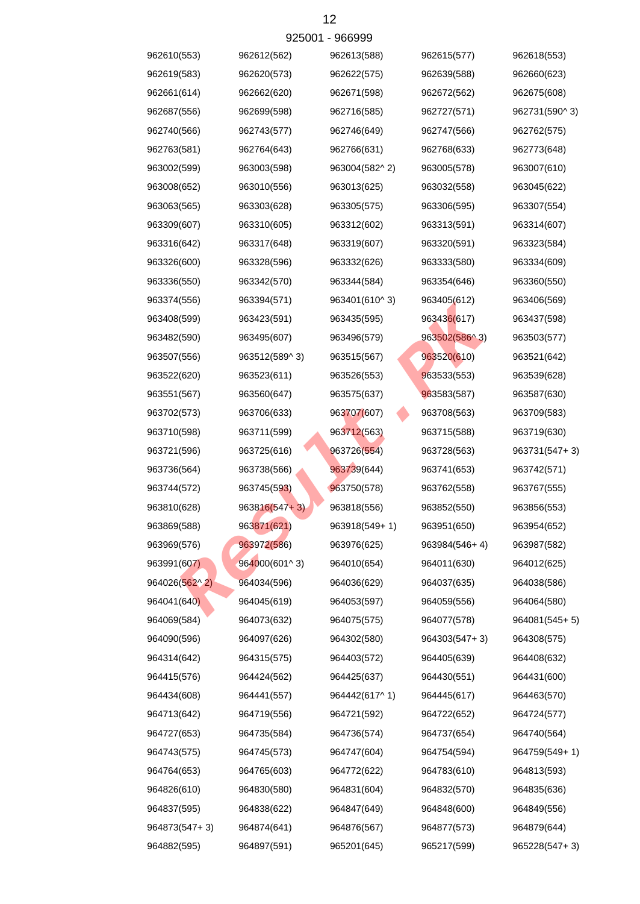925001 - 966999

| | | | | |
|---|---|---|---|---|
| 962610(553) | 962612(562) | 962613(588) | 962615(577) | 962618(553) |
| 962619(583) | 962620(573) | 962622(575) | 962639(588) | 962660(623) |
| 962661(614) | 962662(620) | 962671(598) | 962672(562) | 962675(608) |
| 962687(556) | 962699(598) | 962716(585) | 962727(571) | 962731(590^ 3) |
| 962740(566) | 962743(577) | 962746(649) | 962747(566) | 962762(575) |
| 962763(581) | 962764(643) | 962766(631) | 962768(633) | 962773(648) |
| 963002(599) | 963003(598) | 963004(582^ 2) | 963005(578) | 963007(610) |
| 963008(652) | 963010(556) | 963013(625) | 963032(558) | 963045(622) |
| 963063(565) | 963303(628) | 963305(575) | 963306(595) | 963307(554) |
| 963309(607) | 963310(605) | 963312(602) | 963313(591) | 963314(607) |
| 963316(642) | 963317(648) | 963319(607) | 963320(591) | 963323(584) |
| 963326(600) | 963328(596) | 963332(626) | 963333(580) | 963334(609) |
| 963336(550) | 963342(570) | 963344(584) | 963354(646) | 963360(550) |
| 963374(556) | 963394(571) | 963401(610^ 3) | 963405(612) | 963406(569) |
| 963408(599) | 963423(591) | 963435(595) | 963436(617) | 963437(598) |
| 963482(590) | 963495(607) | 963496(579) | 963502(586^ 3) | 963503(577) |
| 963507(556) | 963512(589^ 3) | 963515(567) | 963520(610) | 963521(642) |
| 963522(620) | 963523(611) | 963526(553) | 963533(553) | 963539(628) |
| 963551(567) | 963560(647) | 963575(637) | 963583(587) | 963587(630) |
| 963702(573) | 963706(633) | 963707(607) | 963708(563) | 963709(583) |
| 963710(598) | 963711(599) | 963712(563) | 963715(588) | 963719(630) |
| 963721(596) | 963725(616) | 963726(554) | 963728(563) | 963731(547+ 3) |
| 963736(564) | 963738(566) | 963739(644) | 963741(653) | 963742(571) |
| 963744(572) | 963745(593) | 963750(578) | 963762(558) | 963767(555) |
| 963810(628) | 963816(547+ 3) | 963818(556) | 963852(550) | 963856(553) |
| 963869(588) | 963871(621) | 963918(549+ 1) | 963951(650) | 963954(652) |
| 963969(576) | 963972(586) | 963976(625) | 963984(546+ 4) | 963987(582) |
| 963991(607) | 964000(601^ 3) | 964010(654) | 964011(630) | 964012(625) |
| 964026(562^ 2) | 964034(596) | 964036(629) | 964037(635) | 964038(586) |
| 964041(640) | 964045(619) | 964053(597) | 964059(556) | 964064(580) |
| 964069(584) | 964073(632) | 964075(575) | 964077(578) | 964081(545+ 5) |
| 964090(596) | 964097(626) | 964302(580) | 964303(547+ 3) | 964308(575) |
| 964314(642) | 964315(575) | 964403(572) | 964405(639) | 964408(632) |
| 964415(576) | 964424(562) | 964425(637) | 964430(551) | 964431(600) |
| 964434(608) | 964441(557) | 964442(617^ 1) | 964445(617) | 964463(570) |
| 964713(642) | 964719(556) | 964721(592) | 964722(652) | 964724(577) |
| 964727(653) | 964735(584) | 964736(574) | 964737(654) | 964740(564) |
| 964743(575) | 964745(573) | 964747(604) | 964754(594) | 964759(549+ 1) |
| 964764(653) | 964765(603) | 964772(622) | 964783(610) | 964813(593) |
| 964826(610) | 964830(580) | 964831(604) | 964832(570) | 964835(636) |
| 964837(595) | 964838(622) | 964847(649) | 964848(600) | 964849(556) |
| 964873(547+ 3) | 964874(641) | 964876(567) | 964877(573) | 964879(644) |
| 964882(595) | 964897(591) | 965201(645) | 965217(599) | 965228(547+ 3) |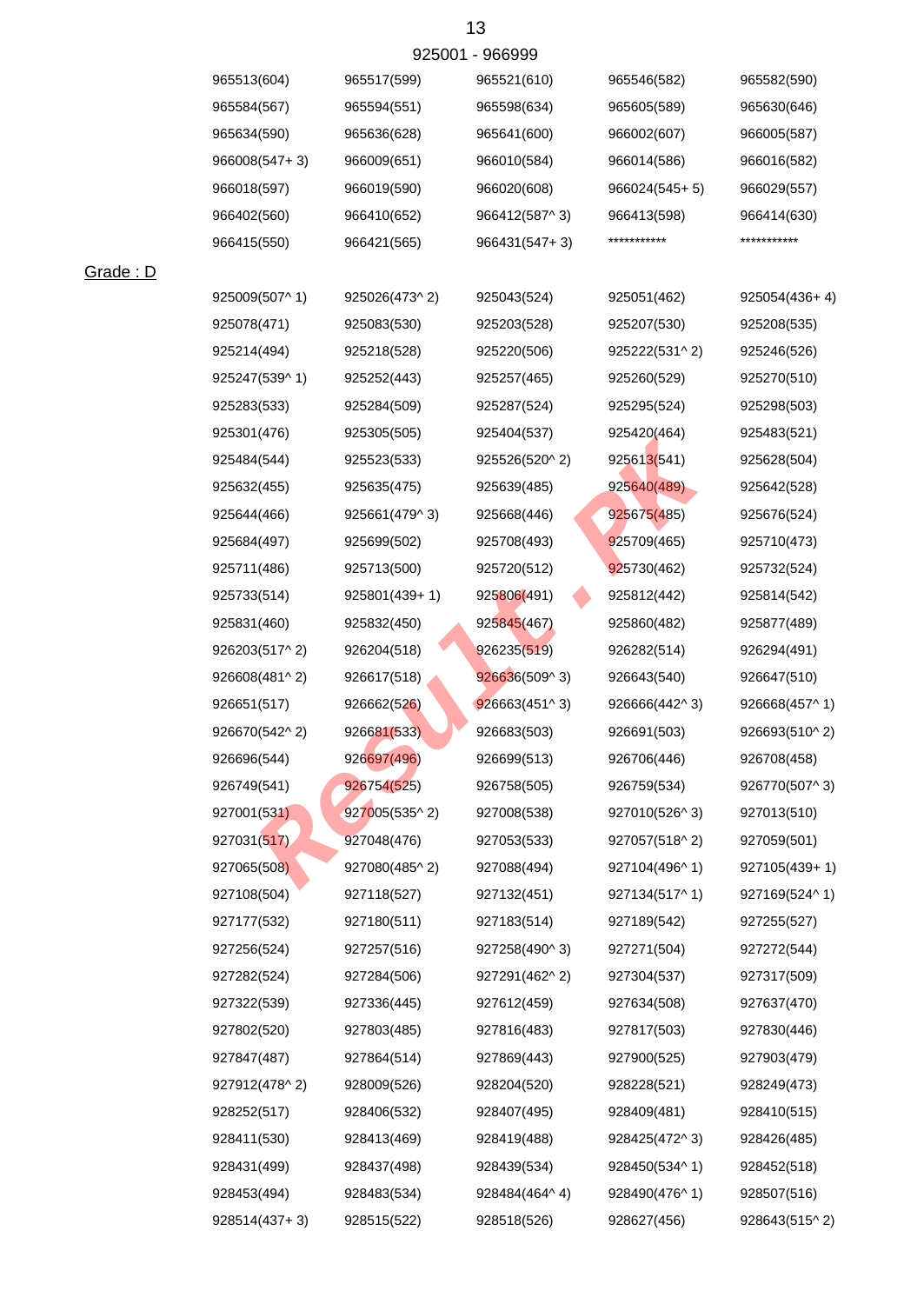925001 - 966999

| | | | | |
|---|---|---|---|---|
| 965513(604) | 965517(599) | 965521(610) | 965546(582) | 965582(590) |
| 965584(567) | 965594(551) | 965598(634) | 965605(589) | 965630(646) |
| 965634(590) | 965636(628) | 965641(600) | 966002(607) | 966005(587) |
| 966008(547+ 3) | 966009(651) | 966010(584) | 966014(586) | 966016(582) |
| 966018(597) | 966019(590) | 966020(608) | 966024(545+ 5) | 966029(557) |
| 966402(560) | 966410(652) | 966412(587^ 3) | 966413(598) | 966414(630) |
| 966415(550) | 966421(565) | 966431(547+ 3) | *********** | *********** |

Grade : D

| | | | | |
|---|---|---|---|---|
| 925009(507^ 1) | 925026(473^ 2) | 925043(524) | 925051(462) | 925054(436+ 4) |
| 925078(471) | 925083(530) | 925203(528) | 925207(530) | 925208(535) |
| 925214(494) | 925218(528) | 925220(506) | 925222(531^ 2) | 925246(526) |
| 925247(539^ 1) | 925252(443) | 925257(465) | 925260(529) | 925270(510) |
| 925283(533) | 925284(509) | 925287(524) | 925295(524) | 925298(503) |
| 925301(476) | 925305(505) | 925404(537) | 925420(464) | 925483(521) |
| 925484(544) | 925523(533) | 925526(520^ 2) | 925613(541) | 925628(504) |
| 925632(455) | 925635(475) | 925639(485) | 925640(489) | 925642(528) |
| 925644(466) | 925661(479^ 3) | 925668(446) | 925675(485) | 925676(524) |
| 925684(497) | 925699(502) | 925708(493) | 925709(465) | 925710(473) |
| 925711(486) | 925713(500) | 925720(512) | 925730(462) | 925732(524) |
| 925733(514) | 925801(439+ 1) | 925806(491) | 925812(442) | 925814(542) |
| 925831(460) | 925832(450) | 925845(467) | 925860(482) | 925877(489) |
| 926203(517^ 2) | 926204(518) | 926235(519) | 926282(514) | 926294(491) |
| 926608(481^ 2) | 926617(518) | 926636(509^ 3) | 926643(540) | 926647(510) |
| 926651(517) | 926662(526) | 926663(451^ 3) | 926666(442^ 3) | 926668(457^ 1) |
| 926670(542^ 2) | 926681(533) | 926683(503) | 926691(503) | 926693(510^ 2) |
| 926696(544) | 926697(496) | 926699(513) | 926706(446) | 926708(458) |
| 926749(541) | 926754(525) | 926758(505) | 926759(534) | 926770(507^ 3) |
| 927001(531) | 927005(535^ 2) | 927008(538) | 927010(526^ 3) | 927013(510) |
| 927031(517) | 927048(476) | 927053(533) | 927057(518^ 2) | 927059(501) |
| 927065(508) | 927080(485^ 2) | 927088(494) | 927104(496^ 1) | 927105(439+ 1) |
| 927108(504) | 927118(527) | 927132(451) | 927134(517^ 1) | 927169(524^ 1) |
| 927177(532) | 927180(511) | 927183(514) | 927189(542) | 927255(527) |
| 927256(524) | 927257(516) | 927258(490^ 3) | 927271(504) | 927272(544) |
| 927282(524) | 927284(506) | 927291(462^ 2) | 927304(537) | 927317(509) |
| 927322(539) | 927336(445) | 927612(459) | 927634(508) | 927637(470) |
| 927802(520) | 927803(485) | 927816(483) | 927817(503) | 927830(446) |
| 927847(487) | 927864(514) | 927869(443) | 927900(525) | 927903(479) |
| 927912(478^ 2) | 928009(526) | 928204(520) | 928228(521) | 928249(473) |
| 928252(517) | 928406(532) | 928407(495) | 928409(481) | 928410(515) |
| 928411(530) | 928413(469) | 928419(488) | 928425(472^ 3) | 928426(485) |
| 928431(499) | 928437(498) | 928439(534) | 928450(534^ 1) | 928452(518) |
| 928453(494) | 928483(534) | 928484(464^ 4) | 928490(476^ 1) | 928507(516) |
| 928514(437+ 3) | 928515(522) | 928518(526) | 928627(456) | 928643(515^ 2) |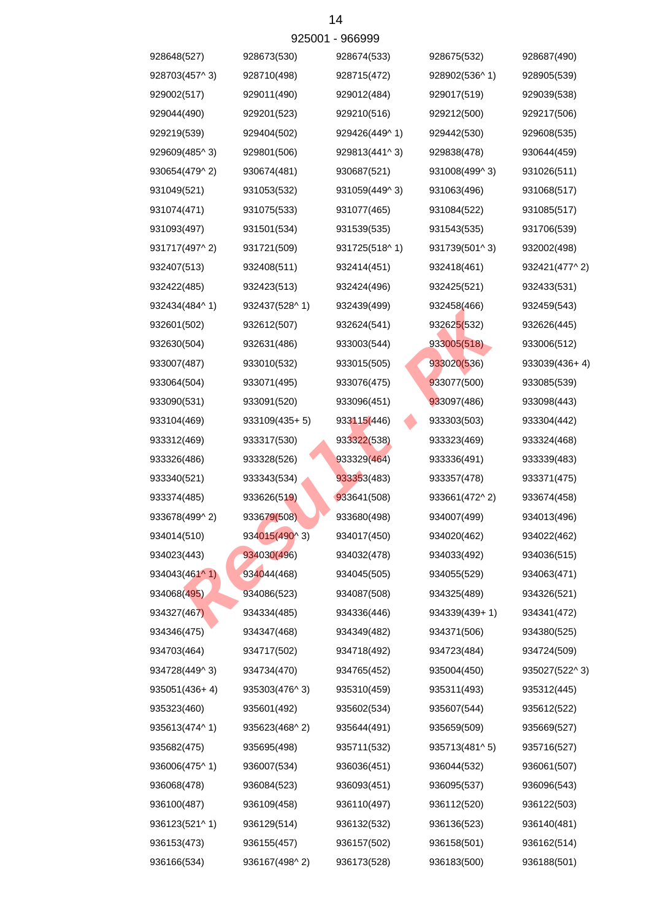925001 - 966999

| | | | | |
|---|---|---|---|---|
| 928648(527) | 928673(530) | 928674(533) | 928675(532) | 928687(490) |
| 928703(457^ 3) | 928710(498) | 928715(472) | 928902(536^ 1) | 928905(539) |
| 929002(517) | 929011(490) | 929012(484) | 929017(519) | 929039(538) |
| 929044(490) | 929201(523) | 929210(516) | 929212(500) | 929217(506) |
| 929219(539) | 929404(502) | 929426(449^ 1) | 929442(530) | 929608(535) |
| 929609(485^ 3) | 929801(506) | 929813(441^ 3) | 929838(478) | 930644(459) |
| 930654(479^ 2) | 930674(481) | 930687(521) | 931008(499^ 3) | 931026(511) |
| 931049(521) | 931053(532) | 931059(449^ 3) | 931063(496) | 931068(517) |
| 931074(471) | 931075(533) | 931077(465) | 931084(522) | 931085(517) |
| 931093(497) | 931501(534) | 931539(535) | 931543(535) | 931706(539) |
| 931717(497^ 2) | 931721(509) | 931725(518^ 1) | 931739(501^ 3) | 932002(498) |
| 932407(513) | 932408(511) | 932414(451) | 932418(461) | 932421(477^ 2) |
| 932422(485) | 932423(513) | 932424(496) | 932425(521) | 932433(531) |
| 932434(484^ 1) | 932437(528^ 1) | 932439(499) | 932458(466) | 932459(543) |
| 932601(502) | 932612(507) | 932624(541) | 932625(532) | 932626(445) |
| 932630(504) | 932631(486) | 933003(544) | 933005(518) | 933006(512) |
| 933007(487) | 933010(532) | 933015(505) | 933020(536) | 933039(436+ 4) |
| 933064(504) | 933071(495) | 933076(475) | 933077(500) | 933085(539) |
| 933090(531) | 933091(520) | 933096(451) | 933097(486) | 933098(443) |
| 933104(469) | 933109(435+ 5) | 933115(446) | 933303(503) | 933304(442) |
| 933312(469) | 933317(530) | 933322(538) | 933323(469) | 933324(468) |
| 933326(486) | 933328(526) | 933329(464) | 933336(491) | 933339(483) |
| 933340(521) | 933343(534) | 933353(483) | 933357(478) | 933371(475) |
| 933374(485) | 933626(519) | 933641(508) | 933661(472^ 2) | 933674(458) |
| 933678(499^ 2) | 933679(508) | 933680(498) | 934007(499) | 934013(496) |
| 934014(510) | 934015(490^ 3) | 934017(450) | 934020(462) | 934022(462) |
| 934023(443) | 934030(496) | 934032(478) | 934033(492) | 934036(515) |
| 934043(461^ 1) | 934044(468) | 934045(505) | 934055(529) | 934063(471) |
| 934068(495) | 934086(523) | 934087(508) | 934325(489) | 934326(521) |
| 934327(467) | 934334(485) | 934336(446) | 934339(439+ 1) | 934341(472) |
| 934346(475) | 934347(468) | 934349(482) | 934371(506) | 934380(525) |
| 934703(464) | 934717(502) | 934718(492) | 934723(484) | 934724(509) |
| 934728(449^ 3) | 934734(470) | 934765(452) | 935004(450) | 935027(522^ 3) |
| 935051(436+ 4) | 935303(476^ 3) | 935310(459) | 935311(493) | 935312(445) |
| 935323(460) | 935601(492) | 935602(534) | 935607(544) | 935612(522) |
| 935613(474^ 1) | 935623(468^ 2) | 935644(491) | 935659(509) | 935669(527) |
| 935682(475) | 935695(498) | 935711(532) | 935713(481^ 5) | 935716(527) |
| 936006(475^ 1) | 936007(534) | 936036(451) | 936044(532) | 936061(507) |
| 936068(478) | 936084(523) | 936093(451) | 936095(537) | 936096(543) |
| 936100(487) | 936109(458) | 936110(497) | 936112(520) | 936122(503) |
| 936123(521^ 1) | 936129(514) | 936132(532) | 936136(523) | 936140(481) |
| 936153(473) | 936155(457) | 936157(502) | 936158(501) | 936162(514) |
| 936166(534) | 936167(498^ 2) | 936173(528) | 936183(500) | 936188(501) |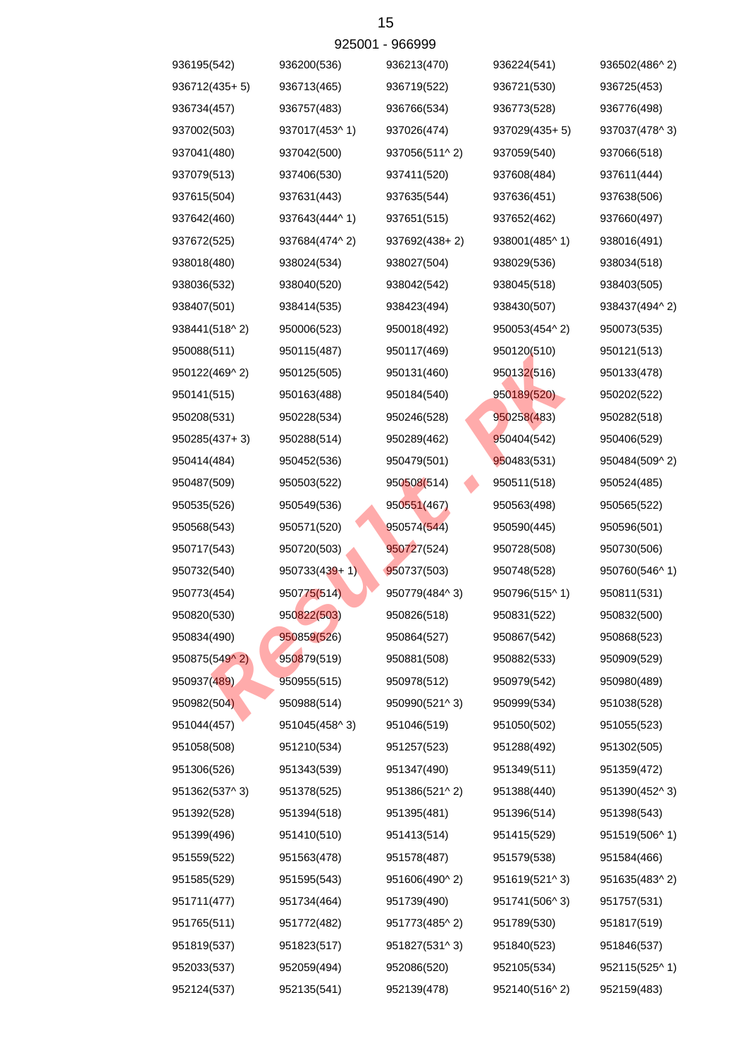925001 - 966999

| | | | | |
|---|---|---|---|---|
| 936195(542) | 936200(536) | 936213(470) | 936224(541) | 936502(486^ 2) |
| 936712(435+ 5) | 936713(465) | 936719(522) | 936721(530) | 936725(453) |
| 936734(457) | 936757(483) | 936766(534) | 936773(528) | 936776(498) |
| 937002(503) | 937017(453^ 1) | 937026(474) | 937029(435+ 5) | 937037(478^ 3) |
| 937041(480) | 937042(500) | 937056(511^ 2) | 937059(540) | 937066(518) |
| 937079(513) | 937406(530) | 937411(520) | 937608(484) | 937611(444) |
| 937615(504) | 937631(443) | 937635(544) | 937636(451) | 937638(506) |
| 937642(460) | 937643(444^ 1) | 937651(515) | 937652(462) | 937660(497) |
| 937672(525) | 937684(474^ 2) | 937692(438+ 2) | 938001(485^ 1) | 938016(491) |
| 938018(480) | 938024(534) | 938027(504) | 938029(536) | 938034(518) |
| 938036(532) | 938040(520) | 938042(542) | 938045(518) | 938403(505) |
| 938407(501) | 938414(535) | 938423(494) | 938430(507) | 938437(494^ 2) |
| 938441(518^ 2) | 950006(523) | 950018(492) | 950053(454^ 2) | 950073(535) |
| 950088(511) | 950115(487) | 950117(469) | 950120(510) | 950121(513) |
| 950122(469^ 2) | 950125(505) | 950131(460) | 950132(516) | 950133(478) |
| 950141(515) | 950163(488) | 950184(540) | 950189(520) | 950202(522) |
| 950208(531) | 950228(534) | 950246(528) | 950258(483) | 950282(518) |
| 950285(437+ 3) | 950288(514) | 950289(462) | 950404(542) | 950406(529) |
| 950414(484) | 950452(536) | 950479(501) | 950483(531) | 950484(509^ 2) |
| 950487(509) | 950503(522) | 950508(514) | 950511(518) | 950524(485) |
| 950535(526) | 950549(536) | 950551(467) | 950563(498) | 950565(522) |
| 950568(543) | 950571(520) | 950574(544) | 950590(445) | 950596(501) |
| 950717(543) | 950720(503) | 950727(524) | 950728(508) | 950730(506) |
| 950732(540) | 950733(439+ 1) | 950737(503) | 950748(528) | 950760(546^ 1) |
| 950773(454) | 950775(514) | 950779(484^ 3) | 950796(515^ 1) | 950811(531) |
| 950820(530) | 950822(503) | 950826(518) | 950831(522) | 950832(500) |
| 950834(490) | 950859(526) | 950864(527) | 950867(542) | 950868(523) |
| 950875(549^ 2) | 950879(519) | 950881(508) | 950882(533) | 950909(529) |
| 950937(489) | 950955(515) | 950978(512) | 950979(542) | 950980(489) |
| 950982(504) | 950988(514) | 950990(521^ 3) | 950999(534) | 951038(528) |
| 951044(457) | 951045(458^ 3) | 951046(519) | 951050(502) | 951055(523) |
| 951058(508) | 951210(534) | 951257(523) | 951288(492) | 951302(505) |
| 951306(526) | 951343(539) | 951347(490) | 951349(511) | 951359(472) |
| 951362(537^ 3) | 951378(525) | 951386(521^ 2) | 951388(440) | 951390(452^ 3) |
| 951392(528) | 951394(518) | 951395(481) | 951396(514) | 951398(543) |
| 951399(496) | 951410(510) | 951413(514) | 951415(529) | 951519(506^ 1) |
| 951559(522) | 951563(478) | 951578(487) | 951579(538) | 951584(466) |
| 951585(529) | 951595(543) | 951606(490^ 2) | 951619(521^ 3) | 951635(483^ 2) |
| 951711(477) | 951734(464) | 951739(490) | 951741(506^ 3) | 951757(531) |
| 951765(511) | 951772(482) | 951773(485^ 2) | 951789(530) | 951817(519) |
| 951819(537) | 951823(517) | 951827(531^ 3) | 951840(523) | 951846(537) |
| 952033(537) | 952059(494) | 952086(520) | 952105(534) | 952115(525^ 1) |
| 952124(537) | 952135(541) | 952139(478) | 952140(516^ 2) | 952159(483) |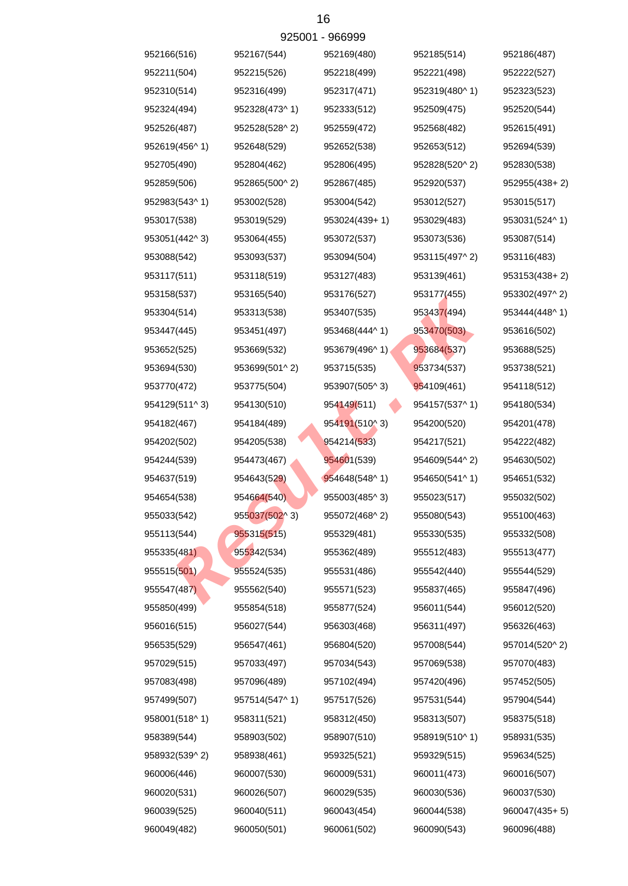925001 - 966999

| | | | | |
|---|---|---|---|---|
| 952166(516) | 952167(544) | 952169(480) | 952185(514) | 952186(487) |
| 952211(504) | 952215(526) | 952218(499) | 952221(498) | 952222(527) |
| 952310(514) | 952316(499) | 952317(471) | 952319(480^ 1) | 952323(523) |
| 952324(494) | 952328(473^ 1) | 952333(512) | 952509(475) | 952520(544) |
| 952526(487) | 952528(528^ 2) | 952559(472) | 952568(482) | 952615(491) |
| 952619(456^ 1) | 952648(529) | 952652(538) | 952653(512) | 952694(539) |
| 952705(490) | 952804(462) | 952806(495) | 952828(520^ 2) | 952830(538) |
| 952859(506) | 952865(500^ 2) | 952867(485) | 952920(537) | 952955(438+ 2) |
| 952983(543^ 1) | 953002(528) | 953004(542) | 953012(527) | 953015(517) |
| 953017(538) | 953019(529) | 953024(439+ 1) | 953029(483) | 953031(524^ 1) |
| 953051(442^ 3) | 953064(455) | 953072(537) | 953073(536) | 953087(514) |
| 953088(542) | 953093(537) | 953094(504) | 953115(497^ 2) | 953116(483) |
| 953117(511) | 953118(519) | 953127(483) | 953139(461) | 953153(438+ 2) |
| 953158(537) | 953165(540) | 953176(527) | 953177(455) | 953302(497^ 2) |
| 953304(514) | 953313(538) | 953407(535) | 953437(494) | 953444(448^ 1) |
| 953447(445) | 953451(497) | 953468(444^ 1) | 953470(503) | 953616(502) |
| 953652(525) | 953669(532) | 953679(496^ 1) | 953684(537) | 953688(525) |
| 953694(530) | 953699(501^ 2) | 953715(535) | 953734(537) | 953738(521) |
| 953770(472) | 953775(504) | 953907(505^ 3) | 954109(461) | 954118(512) |
| 954129(511^ 3) | 954130(510) | 954149(511) | 954157(537^ 1) | 954180(534) |
| 954182(467) | 954184(489) | 954191(510^ 3) | 954200(520) | 954201(478) |
| 954202(502) | 954205(538) | 954214(533) | 954217(521) | 954222(482) |
| 954244(539) | 954473(467) | 954601(539) | 954609(544^ 2) | 954630(502) |
| 954637(519) | 954643(529) | 954648(548^ 1) | 954650(541^ 1) | 954651(532) |
| 954654(538) | 954664(540) | 955003(485^ 3) | 955023(517) | 955032(502) |
| 955033(542) | 955037(502^ 3) | 955072(468^ 2) | 955080(543) | 955100(463) |
| 955113(544) | 955315(515) | 955329(481) | 955330(535) | 955332(508) |
| 955335(481) | 955342(534) | 955362(489) | 955512(483) | 955513(477) |
| 955515(501) | 955524(535) | 955531(486) | 955542(440) | 955544(529) |
| 955547(487) | 955562(540) | 955571(523) | 955837(465) | 955847(496) |
| 955850(499) | 955854(518) | 955877(524) | 956011(544) | 956012(520) |
| 956016(515) | 956027(544) | 956303(468) | 956311(497) | 956326(463) |
| 956535(529) | 956547(461) | 956804(520) | 957008(544) | 957014(520^ 2) |
| 957029(515) | 957033(497) | 957034(543) | 957069(538) | 957070(483) |
| 957083(498) | 957096(489) | 957102(494) | 957420(496) | 957452(505) |
| 957499(507) | 957514(547^ 1) | 957517(526) | 957531(544) | 957904(544) |
| 958001(518^ 1) | 958311(521) | 958312(450) | 958313(507) | 958375(518) |
| 958389(544) | 958903(502) | 958907(510) | 958919(510^ 1) | 958931(535) |
| 958932(539^ 2) | 958938(461) | 959325(521) | 959329(515) | 959634(525) |
| 960006(446) | 960007(530) | 960009(531) | 960011(473) | 960016(507) |
| 960020(531) | 960026(507) | 960029(535) | 960030(536) | 960037(530) |
| 960039(525) | 960040(511) | 960043(454) | 960044(538) | 960047(435+ 5) |
| 960049(482) | 960050(501) | 960061(502) | 960090(543) | 960096(488) |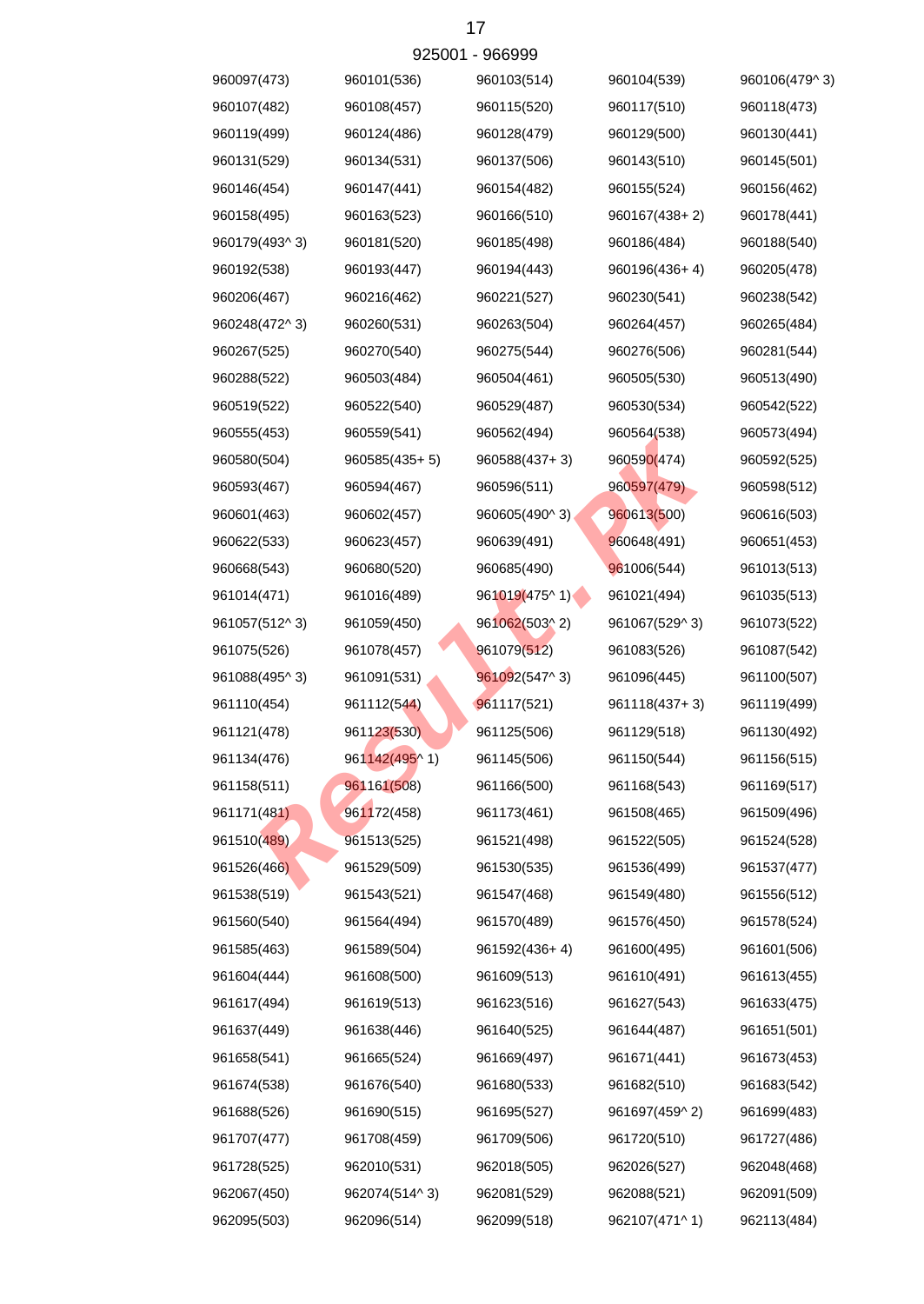925001 - 966999

| | | | | |
|---|---|---|---|---|
| 960097(473) | 960101(536) | 960103(514) | 960104(539) | 960106(479^ 3) |
| 960107(482) | 960108(457) | 960115(520) | 960117(510) | 960118(473) |
| 960119(499) | 960124(486) | 960128(479) | 960129(500) | 960130(441) |
| 960131(529) | 960134(531) | 960137(506) | 960143(510) | 960145(501) |
| 960146(454) | 960147(441) | 960154(482) | 960155(524) | 960156(462) |
| 960158(495) | 960163(523) | 960166(510) | 960167(438+ 2) | 960178(441) |
| 960179(493^ 3) | 960181(520) | 960185(498) | 960186(484) | 960188(540) |
| 960192(538) | 960193(447) | 960194(443) | 960196(436+ 4) | 960205(478) |
| 960206(467) | 960216(462) | 960221(527) | 960230(541) | 960238(542) |
| 960248(472^ 3) | 960260(531) | 960263(504) | 960264(457) | 960265(484) |
| 960267(525) | 960270(540) | 960275(544) | 960276(506) | 960281(544) |
| 960288(522) | 960503(484) | 960504(461) | 960505(530) | 960513(490) |
| 960519(522) | 960522(540) | 960529(487) | 960530(534) | 960542(522) |
| 960555(453) | 960559(541) | 960562(494) | 960564(538) | 960573(494) |
| 960580(504) | 960585(435+ 5) | 960588(437+ 3) | 960590(474) | 960592(525) |
| 960593(467) | 960594(467) | 960596(511) | 960597(479) | 960598(512) |
| 960601(463) | 960602(457) | 960605(490^ 3) | 960613(500) | 960616(503) |
| 960622(533) | 960623(457) | 960639(491) | 960648(491) | 960651(453) |
| 960668(543) | 960680(520) | 960685(490) | 961006(544) | 961013(513) |
| 961014(471) | 961016(489) | 961019(475^ 1) | 961021(494) | 961035(513) |
| 961057(512^ 3) | 961059(450) | 961062(503^ 2) | 961067(529^ 3) | 961073(522) |
| 961075(526) | 961078(457) | 961079(512) | 961083(526) | 961087(542) |
| 961088(495^ 3) | 961091(531) | 961092(547^ 3) | 961096(445) | 961100(507) |
| 961110(454) | 961112(544) | 961117(521) | 961118(437+ 3) | 961119(499) |
| 961121(478) | 961123(530) | 961125(506) | 961129(518) | 961130(492) |
| 961134(476) | 961142(495^ 1) | 961145(506) | 961150(544) | 961156(515) |
| 961158(511) | 961161(508) | 961166(500) | 961168(543) | 961169(517) |
| 961171(481) | 961172(458) | 961173(461) | 961508(465) | 961509(496) |
| 961510(489) | 961513(525) | 961521(498) | 961522(505) | 961524(528) |
| 961526(466) | 961529(509) | 961530(535) | 961536(499) | 961537(477) |
| 961538(519) | 961543(521) | 961547(468) | 961549(480) | 961556(512) |
| 961560(540) | 961564(494) | 961570(489) | 961576(450) | 961578(524) |
| 961585(463) | 961589(504) | 961592(436+ 4) | 961600(495) | 961601(506) |
| 961604(444) | 961608(500) | 961609(513) | 961610(491) | 961613(455) |
| 961617(494) | 961619(513) | 961623(516) | 961627(543) | 961633(475) |
| 961637(449) | 961638(446) | 961640(525) | 961644(487) | 961651(501) |
| 961658(541) | 961665(524) | 961669(497) | 961671(441) | 961673(453) |
| 961674(538) | 961676(540) | 961680(533) | 961682(510) | 961683(542) |
| 961688(526) | 961690(515) | 961695(527) | 961697(459^ 2) | 961699(483) |
| 961707(477) | 961708(459) | 961709(506) | 961720(510) | 961727(486) |
| 961728(525) | 962010(531) | 962018(505) | 962026(527) | 962048(468) |
| 962067(450) | 962074(514^ 3) | 962081(529) | 962088(521) | 962091(509) |
| 962095(503) | 962096(514) | 962099(518) | 962107(471^ 1) | 962113(484) |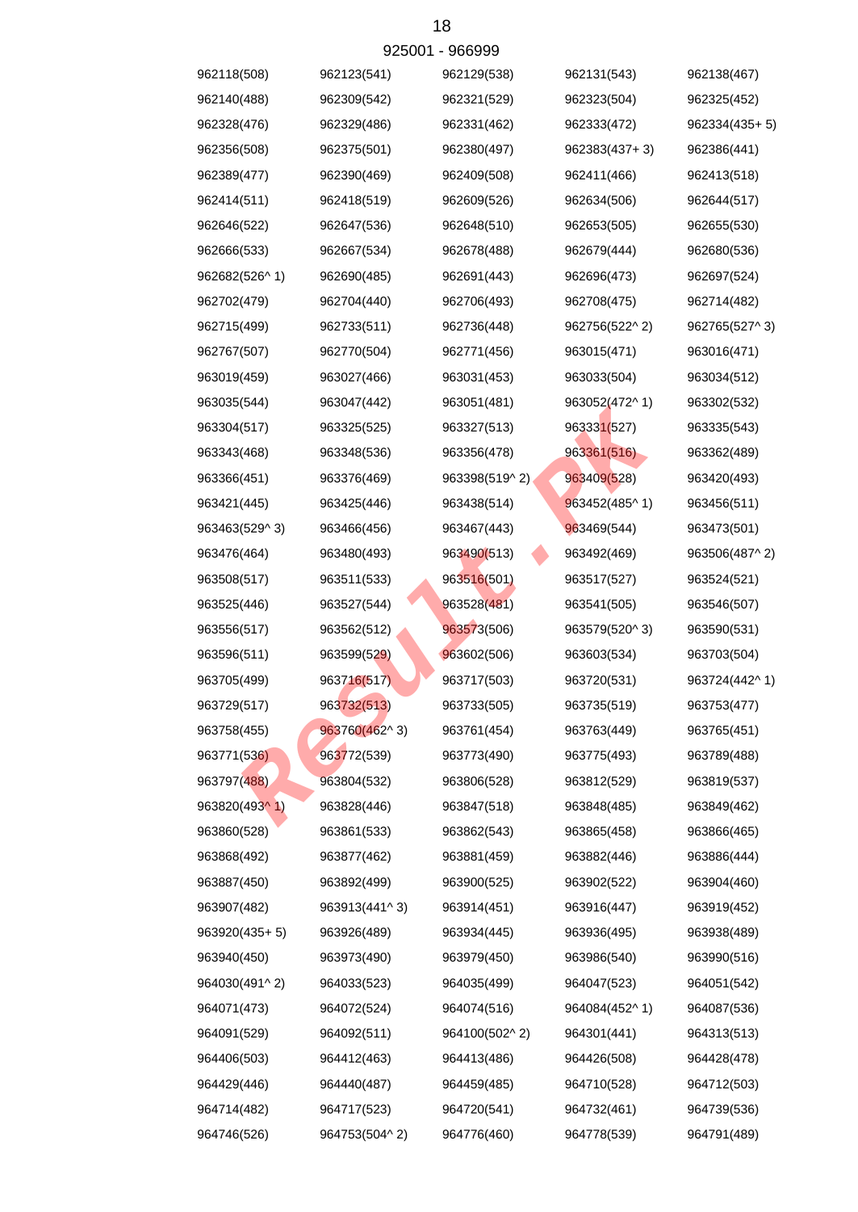925001 - 966999

| | | | | |
|---|---|---|---|---|
| 962118(508) | 962123(541) | 962129(538) | 962131(543) | 962138(467) |
| 962140(488) | 962309(542) | 962321(529) | 962323(504) | 962325(452) |
| 962328(476) | 962329(486) | 962331(462) | 962333(472) | 962334(435+ 5) |
| 962356(508) | 962375(501) | 962380(497) | 962383(437+ 3) | 962386(441) |
| 962389(477) | 962390(469) | 962409(508) | 962411(466) | 962413(518) |
| 962414(511) | 962418(519) | 962609(526) | 962634(506) | 962644(517) |
| 962646(522) | 962647(536) | 962648(510) | 962653(505) | 962655(530) |
| 962666(533) | 962667(534) | 962678(488) | 962679(444) | 962680(536) |
| 962682(526^ 1) | 962690(485) | 962691(443) | 962696(473) | 962697(524) |
| 962702(479) | 962704(440) | 962706(493) | 962708(475) | 962714(482) |
| 962715(499) | 962733(511) | 962736(448) | 962756(522^ 2) | 962765(527^ 3) |
| 962767(507) | 962770(504) | 962771(456) | 963015(471) | 963016(471) |
| 963019(459) | 963027(466) | 963031(453) | 963033(504) | 963034(512) |
| 963035(544) | 963047(442) | 963051(481) | 963052(472^ 1) | 963302(532) |
| 963304(517) | 963325(525) | 963327(513) | 963331(527) | 963335(543) |
| 963343(468) | 963348(536) | 963356(478) | 963361(516) | 963362(489) |
| 963366(451) | 963376(469) | 963398(519^ 2) | 963409(528) | 963420(493) |
| 963421(445) | 963425(446) | 963438(514) | 963452(485^ 1) | 963456(511) |
| 963463(529^ 3) | 963466(456) | 963467(443) | 963469(544) | 963473(501) |
| 963476(464) | 963480(493) | 963490(513) | 963492(469) | 963506(487^ 2) |
| 963508(517) | 963511(533) | 963516(501) | 963517(527) | 963524(521) |
| 963525(446) | 963527(544) | 963528(481) | 963541(505) | 963546(507) |
| 963556(517) | 963562(512) | 963573(506) | 963579(520^ 3) | 963590(531) |
| 963596(511) | 963599(529) | 963602(506) | 963603(534) | 963703(504) |
| 963705(499) | 963716(517) | 963717(503) | 963720(531) | 963724(442^ 1) |
| 963729(517) | 963732(513) | 963733(505) | 963735(519) | 963753(477) |
| 963758(455) | 963760(462^ 3) | 963761(454) | 963763(449) | 963765(451) |
| 963771(536) | 963772(539) | 963773(490) | 963775(493) | 963789(488) |
| 963797(488) | 963804(532) | 963806(528) | 963812(529) | 963819(537) |
| 963820(493^ 1) | 963828(446) | 963847(518) | 963848(485) | 963849(462) |
| 963860(528) | 963861(533) | 963862(543) | 963865(458) | 963866(465) |
| 963868(492) | 963877(462) | 963881(459) | 963882(446) | 963886(444) |
| 963887(450) | 963892(499) | 963900(525) | 963902(522) | 963904(460) |
| 963907(482) | 963913(441^ 3) | 963914(451) | 963916(447) | 963919(452) |
| 963920(435+ 5) | 963926(489) | 963934(445) | 963936(495) | 963938(489) |
| 963940(450) | 963973(490) | 963979(450) | 963986(540) | 963990(516) |
| 964030(491^ 2) | 964033(523) | 964035(499) | 964047(523) | 964051(542) |
| 964071(473) | 964072(524) | 964074(516) | 964084(452^ 1) | 964087(536) |
| 964091(529) | 964092(511) | 964100(502^ 2) | 964301(441) | 964313(513) |
| 964406(503) | 964412(463) | 964413(486) | 964426(508) | 964428(478) |
| 964429(446) | 964440(487) | 964459(485) | 964710(528) | 964712(503) |
| 964714(482) | 964717(523) | 964720(541) | 964732(461) | 964739(536) |
| 964746(526) | 964753(504^ 2) | 964776(460) | 964778(539) | 964791(489) |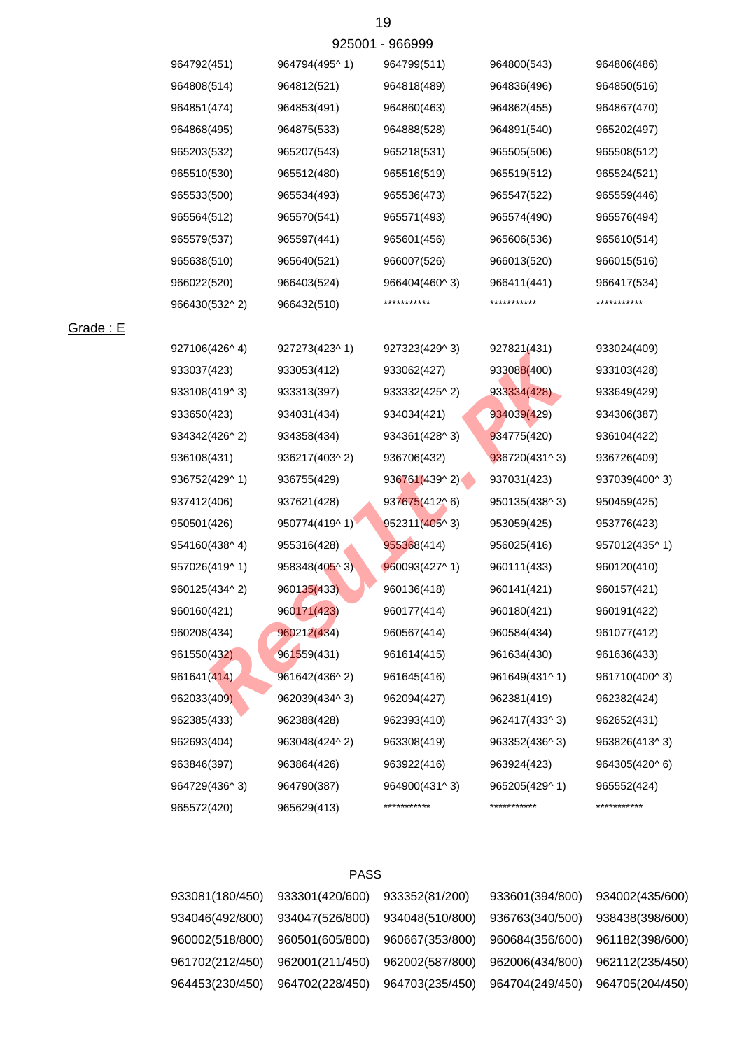925001 - 966999

| | | | | |
|---|---|---|---|---|
| 964792(451) | 964794(495^ 1) | 964799(511) | 964800(543) | 964806(486) |
| 964808(514) | 964812(521) | 964818(489) | 964836(496) | 964850(516) |
| 964851(474) | 964853(491) | 964860(463) | 964862(455) | 964867(470) |
| 964868(495) | 964875(533) | 964888(528) | 964891(540) | 965202(497) |
| 965203(532) | 965207(543) | 965218(531) | 965505(506) | 965508(512) |
| 965510(530) | 965512(480) | 965516(519) | 965519(512) | 965524(521) |
| 965533(500) | 965534(493) | 965536(473) | 965547(522) | 965559(446) |
| 965564(512) | 965570(541) | 965571(493) | 965574(490) | 965576(494) |
| 965579(537) | 965597(441) | 965601(456) | 965606(536) | 965610(514) |
| 965638(510) | 965640(521) | 966007(526) | 966013(520) | 966015(516) |
| 966022(520) | 966403(524) | 966404(460^ 3) | 966411(441) | 966417(534) |
| 966430(532^ 2) | 966432(510) | *********** | *********** | *********** |

Grade : E

| | | | | |
|---|---|---|---|---|
| 927106(426^ 4) | 927273(423^ 1) | 927323(429^ 3) | 927821(431) | 933024(409) |
| 933037(423) | 933053(412) | 933062(427) | 933088(400) | 933103(428) |
| 933108(419^ 3) | 933313(397) | 933332(425^ 2) | 933334(428) | 933649(429) |
| 933650(423) | 934031(434) | 934034(421) | 934039(429) | 934306(387) |
| 934342(426^ 2) | 934358(434) | 934361(428^ 3) | 934775(420) | 936104(422) |
| 936108(431) | 936217(403^ 2) | 936706(432) | 936720(431^ 3) | 936726(409) |
| 936752(429^ 1) | 936755(429) | 936761(439^ 2) | 937031(423) | 937039(400^ 3) |
| 937412(406) | 937621(428) | 937675(412^ 6) | 950135(438^ 3) | 950459(425) |
| 950501(426) | 950774(419^ 1) | 952311(405^ 3) | 953059(425) | 953776(423) |
| 954160(438^ 4) | 955316(428) | 955368(414) | 956025(416) | 957012(435^ 1) |
| 957026(419^ 1) | 958348(405^ 3) | 960093(427^ 1) | 960111(433) | 960120(410) |
| 960125(434^ 2) | 960135(433) | 960136(418) | 960141(421) | 960157(421) |
| 960160(421) | 960171(423) | 960177(414) | 960180(421) | 960191(422) |
| 960208(434) | 960212(434) | 960567(414) | 960584(434) | 961077(412) |
| 961550(432) | 961559(431) | 961614(415) | 961634(430) | 961636(433) |
| 961641(414) | 961642(436^ 2) | 961645(416) | 961649(431^ 1) | 961710(400^ 3) |
| 962033(409) | 962039(434^ 3) | 962094(427) | 962381(419) | 962382(424) |
| 962385(433) | 962388(428) | 962393(410) | 962417(433^ 3) | 962652(431) |
| 962693(404) | 963048(424^ 2) | 963308(419) | 963352(436^ 3) | 963826(413^ 3) |
| 963846(397) | 963864(426) | 963922(416) | 963924(423) | 964305(420^ 6) |
| 964729(436^ 3) | 964790(387) | 964900(431^ 3) | 965205(429^ 1) | 965552(424) |
| 965572(420) | 965629(413) | *********** | *********** | *********** |

PASS

| | | | | |
|---|---|---|---|---|
| 933081(180/450) | 933301(420/600) | 933352(81/200) | 933601(394/800) | 934002(435/600) |
| 934046(492/800) | 934047(526/800) | 934048(510/800) | 936763(340/500) | 938438(398/600) |
| 960002(518/800) | 960501(605/800) | 960667(353/800) | 960684(356/600) | 961182(398/600) |
| 961702(212/450) | 962001(211/450) | 962002(587/800) | 962006(434/800) | 962112(235/450) |
| 964453(230/450) | 964702(228/450) | 964703(235/450) | 964704(249/450) | 964705(204/450) |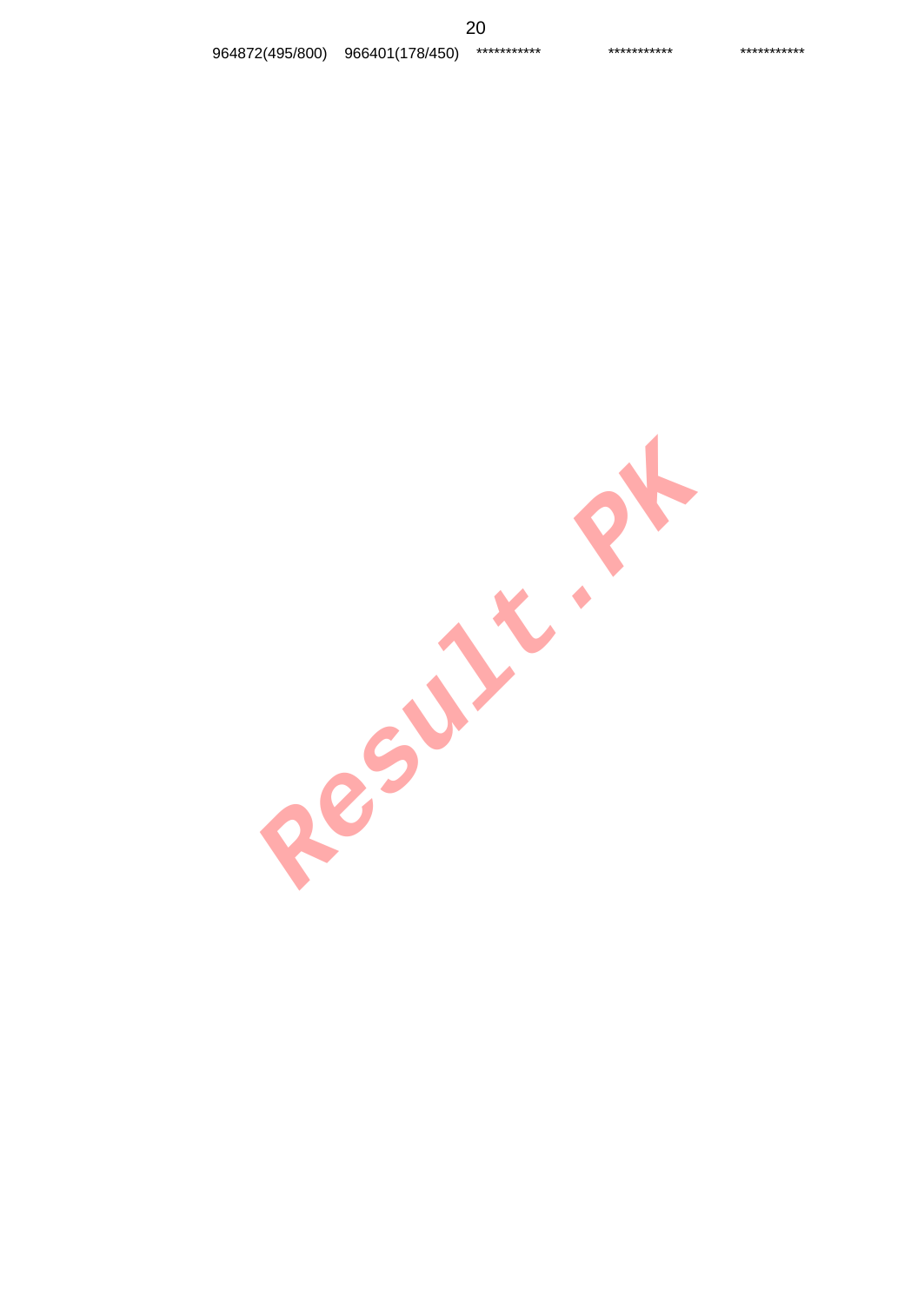964872(495/800) 966401(178/450) *********** *********** ***********